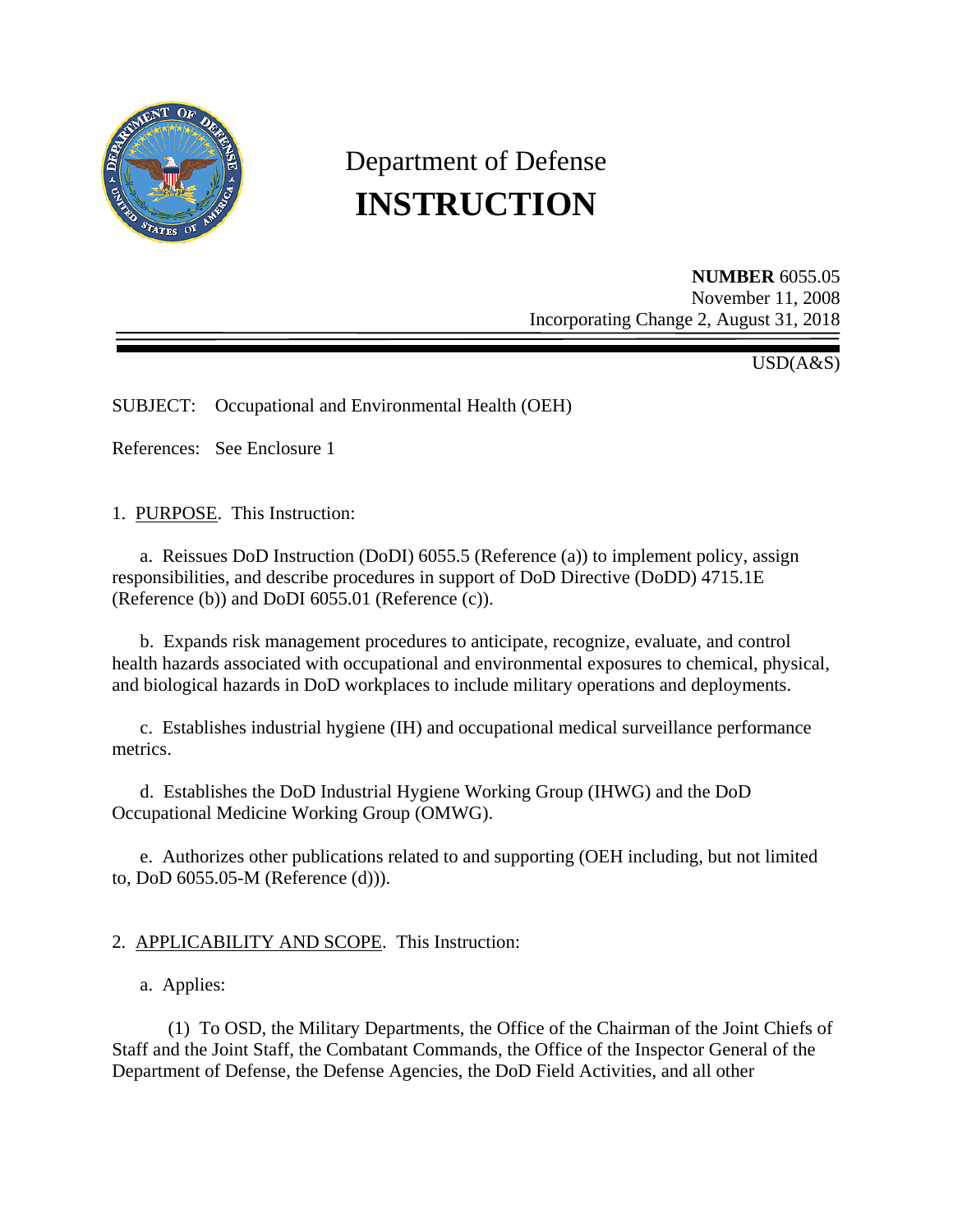# Department of Defense
# INSTRUCTION

**NUMBER** 6055.05
November 11, 2008
Incorporating Change 2, August 31, 2018

USD(A&S)

SUBJECT: Occupational and Environmental Health (OEH)

References: See Enclosure 1

1. PURPOSE. This Instruction:

a. Reissues DoD Instruction (DoDI) 6055.5 (Reference (a)) to implement policy, assign responsibilities, and describe procedures in support of DoD Directive (DoDD) 4715.1E (Reference (b)) and DoDI 6055.01 (Reference (c)).

b. Expands risk management procedures to anticipate, recognize, evaluate, and control health hazards associated with occupational and environmental exposures to chemical, physical, and biological hazards in DoD workplaces to include military operations and deployments.

c. Establishes industrial hygiene (IH) and occupational medical surveillance performance metrics.

d. Establishes the DoD Industrial Hygiene Working Group (IHWG) and the DoD Occupational Medicine Working Group (OMWG).

e. Authorizes other publications related to and supporting (OEH including, but not limited to, DoD 6055.05-M (Reference (d))).

2. APPLICABILITY AND SCOPE. This Instruction:

a. Applies:

(1) To OSD, the Military Departments, the Office of the Chairman of the Joint Chiefs of Staff and the Joint Staff, the Combatant Commands, the Office of the Inspector General of the Department of Defense, the Defense Agencies, the DoD Field Activities, and all other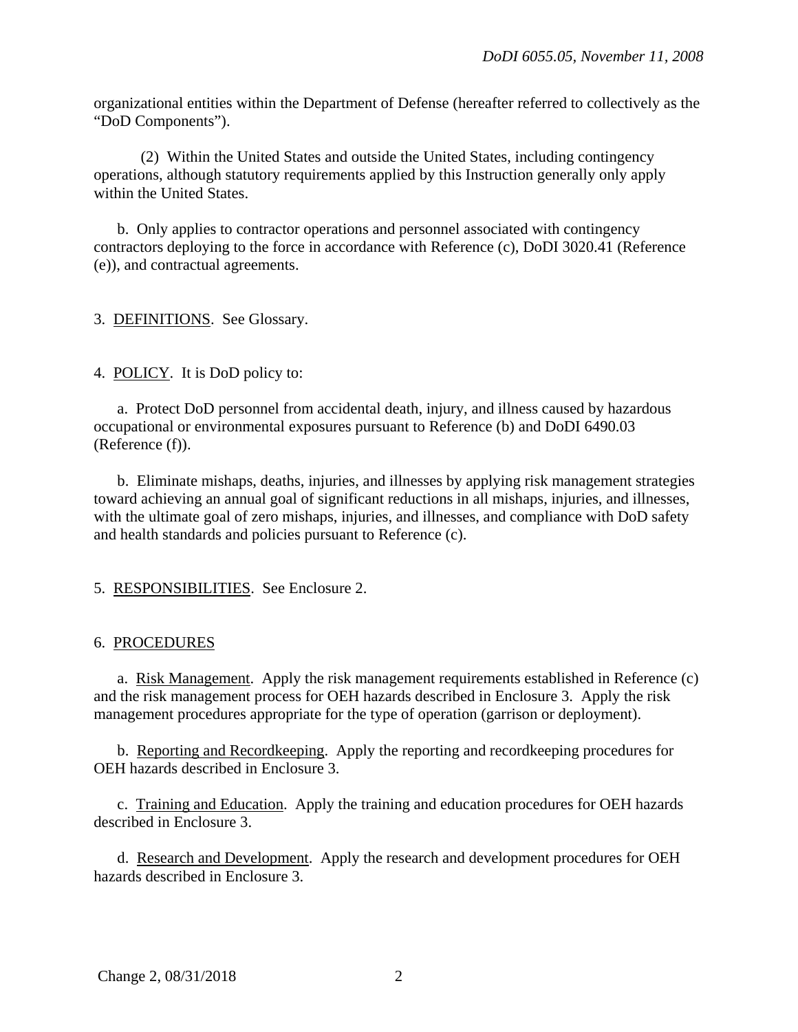organizational entities within the Department of Defense (hereafter referred to collectively as the "DoD Components").

(2) Within the United States and outside the United States, including contingency operations, although statutory requirements applied by this Instruction generally only apply within the United States.

b. Only applies to contractor operations and personnel associated with contingency contractors deploying to the force in accordance with Reference (c), DoDI 3020.41 (Reference (e)), and contractual agreements.

3. DEFINITIONS. See Glossary.

4. POLICY. It is DoD policy to:

a. Protect DoD personnel from accidental death, injury, and illness caused by hazardous occupational or environmental exposures pursuant to Reference (b) and DoDI 6490.03 (Reference (f)).

b. Eliminate mishaps, deaths, injuries, and illnesses by applying risk management strategies toward achieving an annual goal of significant reductions in all mishaps, injuries, and illnesses, with the ultimate goal of zero mishaps, injuries, and illnesses, and compliance with DoD safety and health standards and policies pursuant to Reference (c).

5. RESPONSIBILITIES. See Enclosure 2.

6. PROCEDURES

a. Risk Management. Apply the risk management requirements established in Reference (c) and the risk management process for OEH hazards described in Enclosure 3. Apply the risk management procedures appropriate for the type of operation (garrison or deployment).

b. Reporting and Recordkeeping. Apply the reporting and recordkeeping procedures for OEH hazards described in Enclosure 3.

c. Training and Education. Apply the training and education procedures for OEH hazards described in Enclosure 3.

d. Research and Development. Apply the research and development procedures for OEH hazards described in Enclosure 3.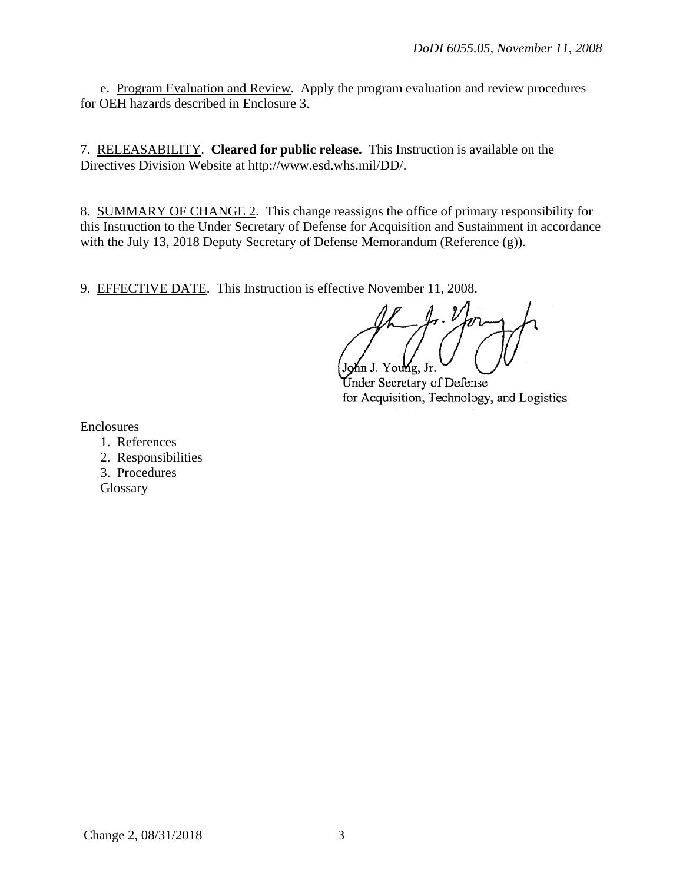e. Program Evaluation and Review. Apply the program evaluation and review procedures for OEH hazards described in Enclosure 3.

7. RELEASABILITY. **Cleared for public release.** This Instruction is available on the Directives Division Website at http://www.esd.whs.mil/DD/.

8. SUMMARY OF CHANGE 2. This change reassigns the office of primary responsibility for this Instruction to the Under Secretary of Defense for Acquisition and Sustainment in accordance with the July 13, 2018 Deputy Secretary of Defense Memorandum (Reference (g)).

9. EFFECTIVE DATE. This Instruction is effective November 11, 2008.

John J. Young, Jr.
Under Secretary of Defense
for Acquisition, Technology, and Logistics

Enclosures

1. References
2. Responsibilities
3. Procedures

Glossary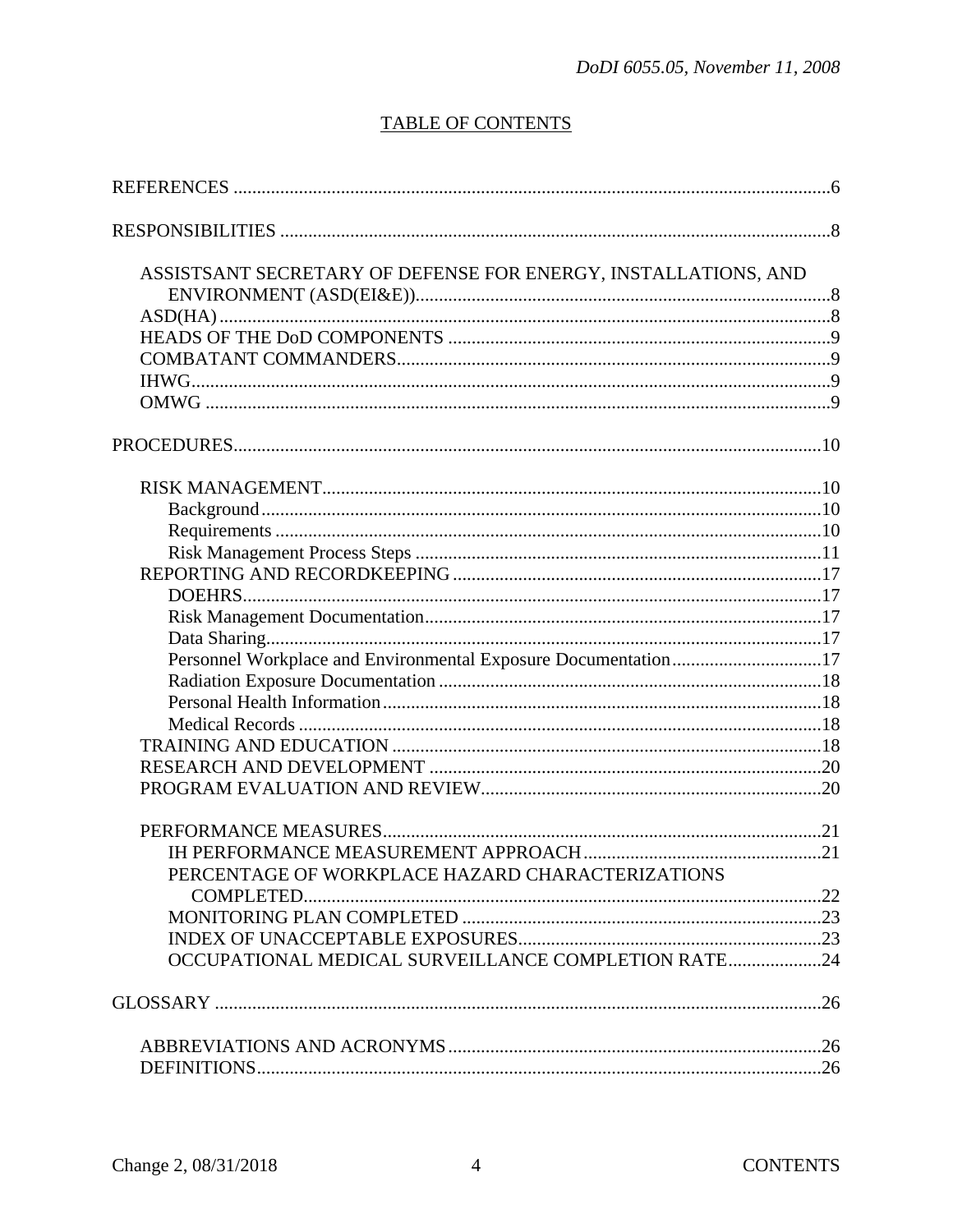## TABLE OF CONTENTS

REFERENCES ...............................................................................................................6

RESPONSIBILITIES .....................................................................................................8

- ASSISTSANT SECRETARY OF DEFENSE FOR ENERGY, INSTALLATIONS, AND ENVIRONMENT (ASD(EI&E))...........................................................................8
- ASD(HA)..................................................................................................................8
- HEADS OF THE DoD COMPONENTS ..................................................................9
- COMBATANT COMMANDERS............................................................................9
- IHWG.......................................................................................................................9
- OMWG ....................................................................................................................9

PROCEDURES.............................................................................................................10

- RISK MANAGEMENT..........................................................................................10
  - Background.......................................................................................................10
  - Requirements ....................................................................................................10
  - Risk Management Process Steps ......................................................................11
- REPORTING AND RECORDKEEPING ..............................................................17
  - DOEHRS...........................................................................................................17
  - Risk Management Documentation....................................................................17
  - Data Sharing......................................................................................................17
  - Personnel Workplace and Environmental Exposure Documentation................17
  - Radiation Exposure Documentation .................................................................18
  - Personal Health Information.............................................................................18
  - Medical Records ...............................................................................................18
- TRAINING AND EDUCATION ...........................................................................18
- RESEARCH AND DEVELOPMENT ...................................................................20
- PROGRAM EVALUATION AND REVIEW.........................................................20

- PERFORMANCE MEASURES.............................................................................21
  - IH PERFORMANCE MEASUREMENT APPROACH...................................21
  - PERCENTAGE OF WORKPLACE HAZARD CHARACTERIZATIONS COMPLETED...............................................................................................22
  - MONITORING PLAN COMPLETED .............................................................23
  - INDEX OF UNACCEPTABLE EXPOSURES.................................................23
  - OCCUPATIONAL MEDICAL SURVEILLANCE COMPLETION RATE....................24

GLOSSARY .................................................................................................................26

- ABBREVIATIONS AND ACRONYMS...............................................................26
- DEFINITIONS........................................................................................................26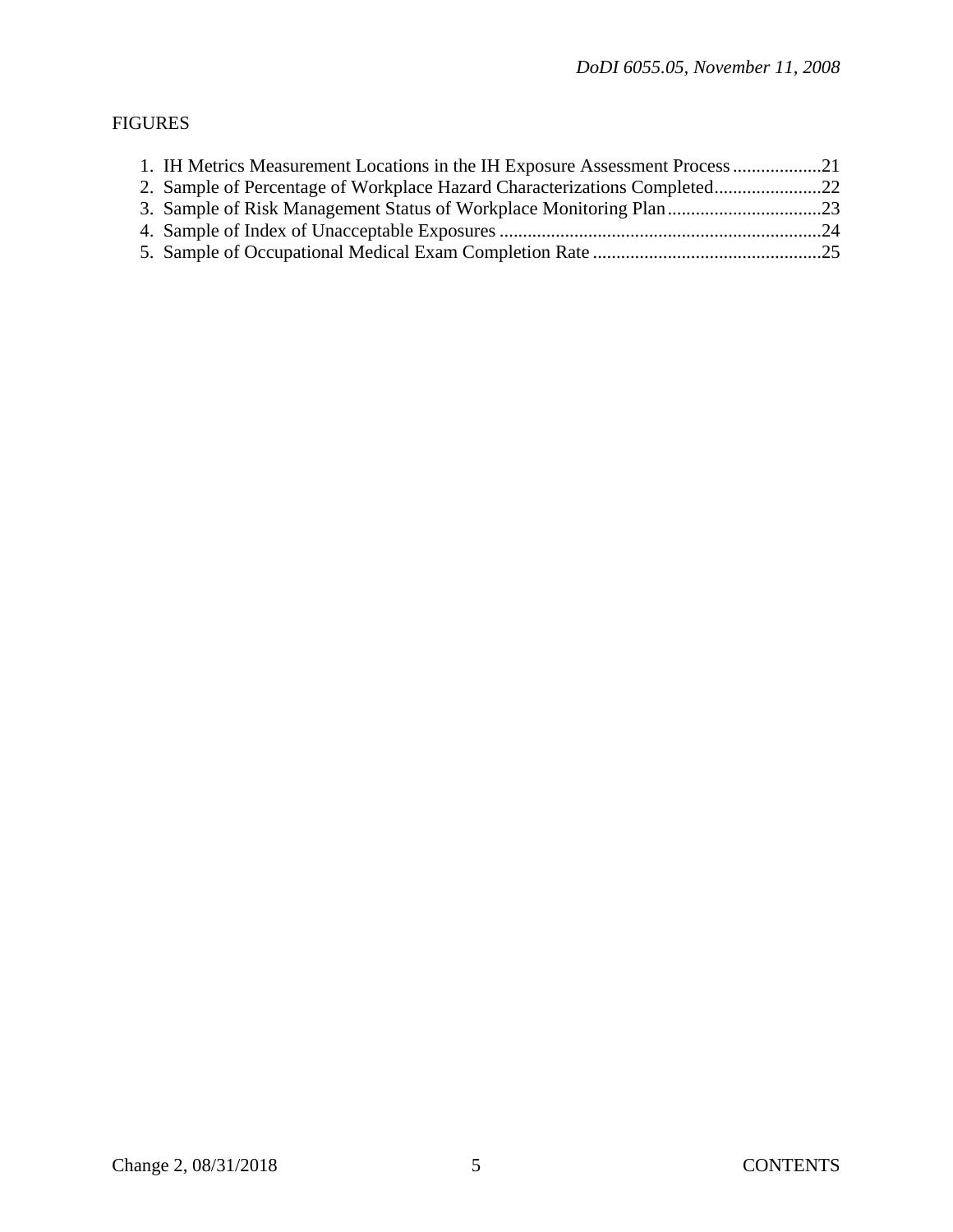FIGURES

1. IH Metrics Measurement Locations in the IH Exposure Assessment Process ..................21
2. Sample of Percentage of Workplace Hazard Characterizations Completed......................22
3. Sample of Risk Management Status of Workplace Monitoring Plan................................23
4. Sample of Index of Unacceptable Exposures ....................................................................24
5. Sample of Occupational Medical Exam Completion Rate ................................................25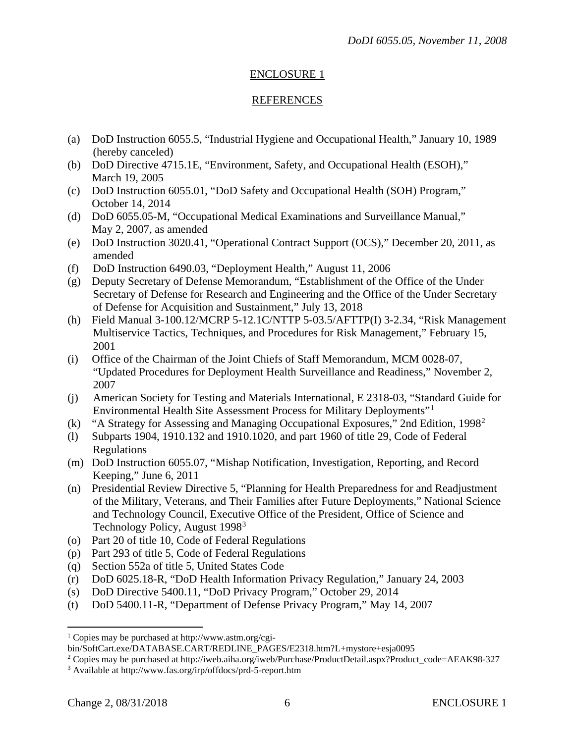## ENCLOSURE 1

## REFERENCES

(a) DoD Instruction 6055.5, "Industrial Hygiene and Occupational Health," January 10, 1989 (hereby canceled)
(b) DoD Directive 4715.1E, "Environment, Safety, and Occupational Health (ESOH)," March 19, 2005
(c) DoD Instruction 6055.01, "DoD Safety and Occupational Health (SOH) Program," October 14, 2014
(d) DoD 6055.05-M, "Occupational Medical Examinations and Surveillance Manual," May 2, 2007, as amended
(e) DoD Instruction 3020.41, "Operational Contract Support (OCS)," December 20, 2011, as amended
(f) DoD Instruction 6490.03, "Deployment Health," August 11, 2006
(g) Deputy Secretary of Defense Memorandum, "Establishment of the Office of the Under Secretary of Defense for Research and Engineering and the Office of the Under Secretary of Defense for Acquisition and Sustainment," July 13, 2018
(h) Field Manual 3-100.12/MCRP 5-12.1C/NTTP 5-03.5/AFTTP(I) 3-2.34, "Risk Management Multiservice Tactics, Techniques, and Procedures for Risk Management," February 15, 2001
(i) Office of the Chairman of the Joint Chiefs of Staff Memorandum, MCM 0028-07, "Updated Procedures for Deployment Health Surveillance and Readiness," November 2, 2007
(j) American Society for Testing and Materials International, E 2318-03, "Standard Guide for Environmental Health Site Assessment Process for Military Deployments"[1]
(k) "A Strategy for Assessing and Managing Occupational Exposures," 2nd Edition, 1998[2]
(l) Subparts 1904, 1910.132 and 1910.1020, and part 1960 of title 29, Code of Federal Regulations
(m) DoD Instruction 6055.07, "Mishap Notification, Investigation, Reporting, and Record Keeping," June 6, 2011
(n) Presidential Review Directive 5, "Planning for Health Preparedness for and Readjustment of the Military, Veterans, and Their Families after Future Deployments," National Science and Technology Council, Executive Office of the President, Office of Science and Technology Policy, August 1998[3]
(o) Part 20 of title 10, Code of Federal Regulations
(p) Part 293 of title 5, Code of Federal Regulations
(q) Section 552a of title 5, United States Code
(r) DoD 6025.18-R, "DoD Health Information Privacy Regulation," January 24, 2003
(s) DoD Directive 5400.11, "DoD Privacy Program," October 29, 2014
(t) DoD 5400.11-R, "Department of Defense Privacy Program," May 14, 2007

---

[1] Copies may be purchased at http://www.astm.org/cgi-bin/SoftCart.exe/DATABASE.CART/REDLINE_PAGES/E2318.htm?L+mystore+esja0095

[2] Copies may be purchased at http://iweb.aiha.org/iweb/Purchase/ProductDetail.aspx?Product_code=AEAK98-327

[3] Available at http://www.fas.org/irp/offdocs/prd-5-report.htm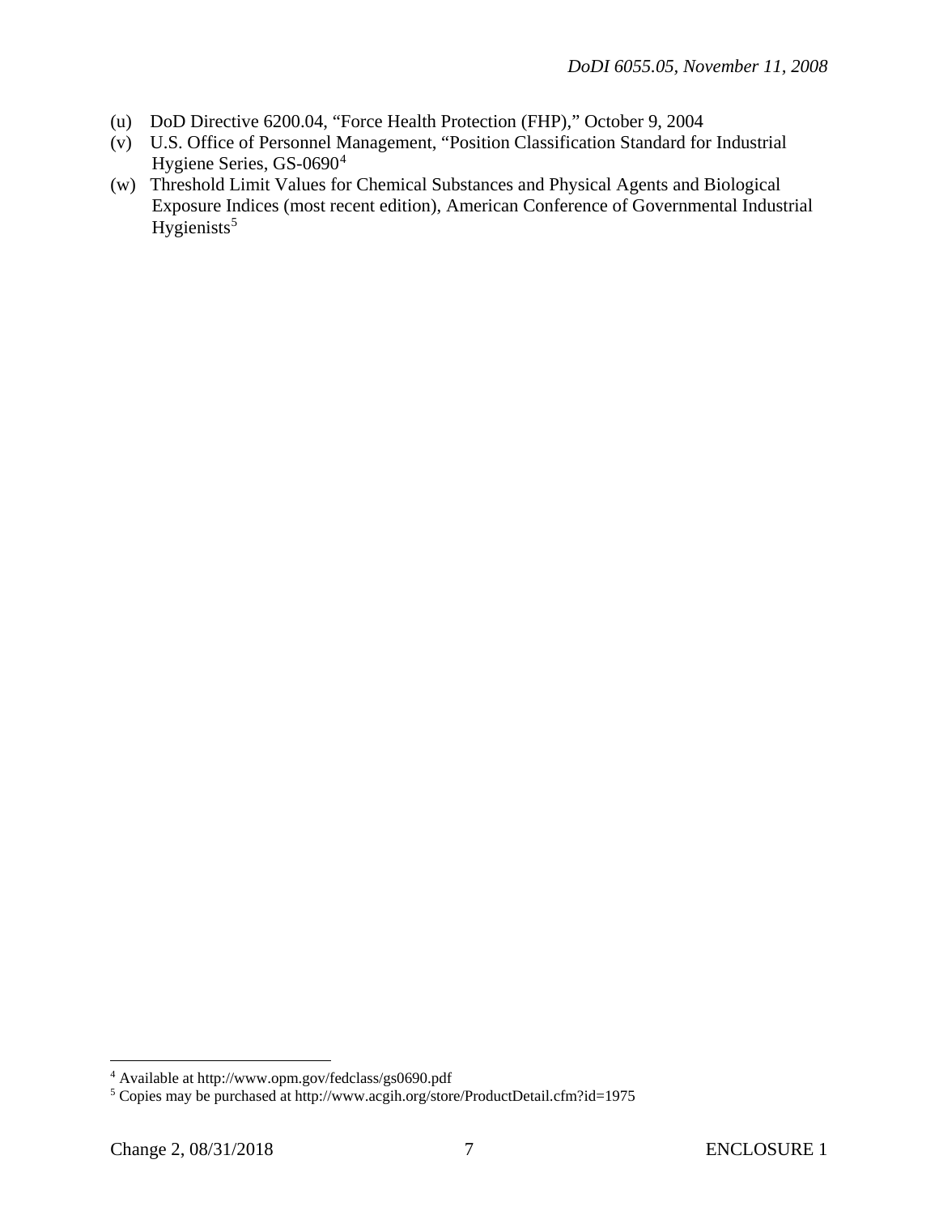(u) DoD Directive 6200.04, "Force Health Protection (FHP)," October 9, 2004

(v) U.S. Office of Personnel Management, "Position Classification Standard for Industrial Hygiene Series, GS-0690[4]

(w) Threshold Limit Values for Chemical Substances and Physical Agents and Biological Exposure Indices (most recent edition), American Conference of Governmental Industrial Hygienists[5]

---

[4] Available at http://www.opm.gov/fedclass/gs0690.pdf

[5] Copies may be purchased at http://www.acgih.org/store/ProductDetail.cfm?id=1975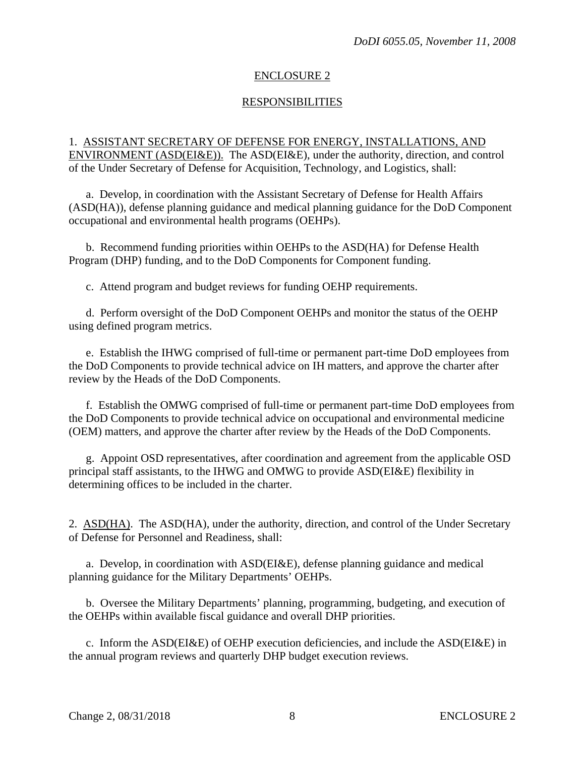## ENCLOSURE 2

## RESPONSIBILITIES

1. ASSISTANT SECRETARY OF DEFENSE FOR ENERGY, INSTALLATIONS, AND ENVIRONMENT (ASD(EI&E)). The ASD(EI&E), under the authority, direction, and control of the Under Secretary of Defense for Acquisition, Technology, and Logistics, shall:

a. Develop, in coordination with the Assistant Secretary of Defense for Health Affairs (ASD(HA)), defense planning guidance and medical planning guidance for the DoD Component occupational and environmental health programs (OEHPs).

b. Recommend funding priorities within OEHPs to the ASD(HA) for Defense Health Program (DHP) funding, and to the DoD Components for Component funding.

c. Attend program and budget reviews for funding OEHP requirements.

d. Perform oversight of the DoD Component OEHPs and monitor the status of the OEHP using defined program metrics.

e. Establish the IHWG comprised of full-time or permanent part-time DoD employees from the DoD Components to provide technical advice on IH matters, and approve the charter after review by the Heads of the DoD Components.

f. Establish the OMWG comprised of full-time or permanent part-time DoD employees from the DoD Components to provide technical advice on occupational and environmental medicine (OEM) matters, and approve the charter after review by the Heads of the DoD Components.

g. Appoint OSD representatives, after coordination and agreement from the applicable OSD principal staff assistants, to the IHWG and OMWG to provide ASD(EI&E) flexibility in determining offices to be included in the charter.

2. ASD(HA). The ASD(HA), under the authority, direction, and control of the Under Secretary of Defense for Personnel and Readiness, shall:

a. Develop, in coordination with ASD(EI&E), defense planning guidance and medical planning guidance for the Military Departments' OEHPs.

b. Oversee the Military Departments' planning, programming, budgeting, and execution of the OEHPs within available fiscal guidance and overall DHP priorities.

c. Inform the ASD(EI&E) of OEHP execution deficiencies, and include the ASD(EI&E) in the annual program reviews and quarterly DHP budget execution reviews.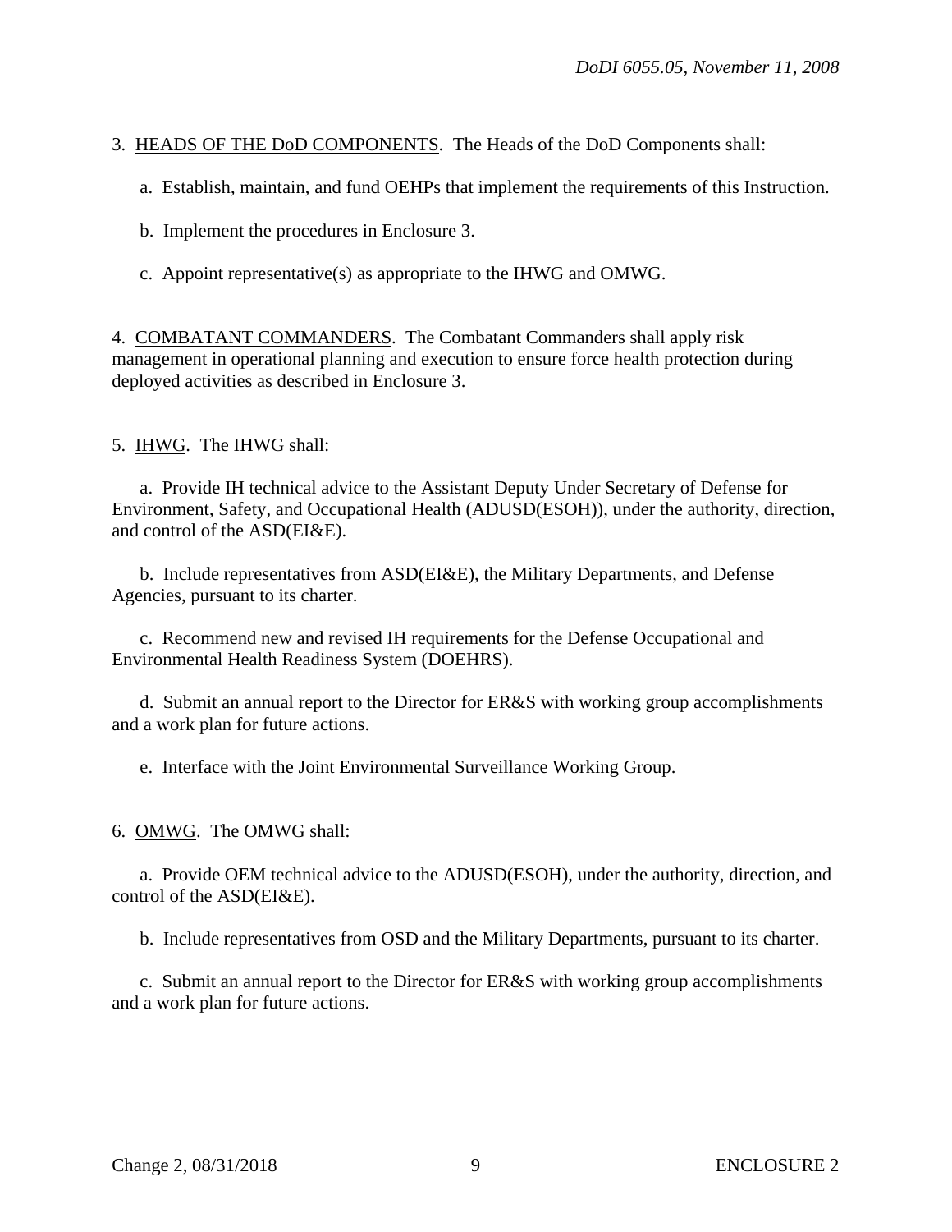3. <u>HEADS OF THE DoD COMPONENTS</u>. The Heads of the DoD Components shall:

a. Establish, maintain, and fund OEHPs that implement the requirements of this Instruction.

b. Implement the procedures in Enclosure 3.

c. Appoint representative(s) as appropriate to the IHWG and OMWG.

4. <u>COMBATANT COMMANDERS</u>. The Combatant Commanders shall apply risk management in operational planning and execution to ensure force health protection during deployed activities as described in Enclosure 3.

5. <u>IHWG</u>. The IHWG shall:

a. Provide IH technical advice to the Assistant Deputy Under Secretary of Defense for Environment, Safety, and Occupational Health (ADUSD(ESOH)), under the authority, direction, and control of the ASD(EI&E).

b. Include representatives from ASD(EI&E), the Military Departments, and Defense Agencies, pursuant to its charter.

c. Recommend new and revised IH requirements for the Defense Occupational and Environmental Health Readiness System (DOEHRS).

d. Submit an annual report to the Director for ER&S with working group accomplishments and a work plan for future actions.

e. Interface with the Joint Environmental Surveillance Working Group.

6. <u>OMWG</u>. The OMWG shall:

a. Provide OEM technical advice to the ADUSD(ESOH), under the authority, direction, and control of the ASD(EI&E).

b. Include representatives from OSD and the Military Departments, pursuant to its charter.

c. Submit an annual report to the Director for ER&S with working group accomplishments and a work plan for future actions.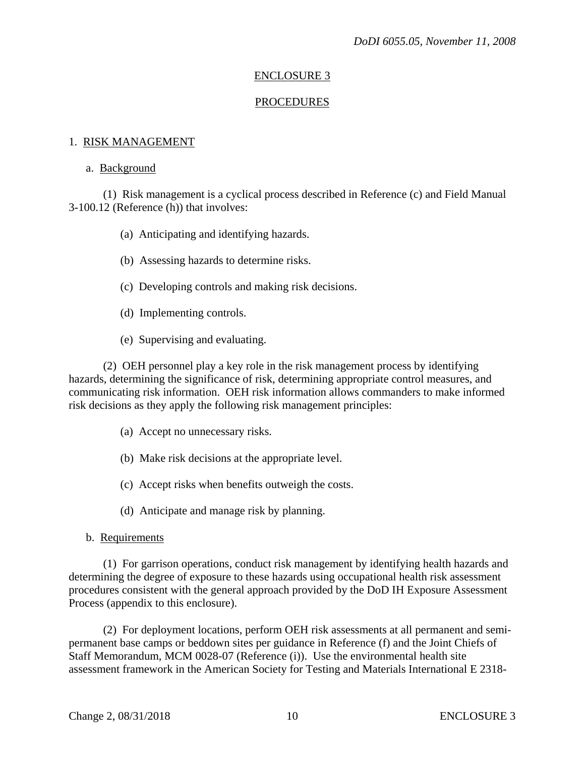## ENCLOSURE 3

## PROCEDURES

### 1. RISK MANAGEMENT

a. Background

(1) Risk management is a cyclical process described in Reference (c) and Field Manual 3-100.12 (Reference (h)) that involves:

(a) Anticipating and identifying hazards.

(b) Assessing hazards to determine risks.

(c) Developing controls and making risk decisions.

(d) Implementing controls.

(e) Supervising and evaluating.

(2) OEH personnel play a key role in the risk management process by identifying hazards, determining the significance of risk, determining appropriate control measures, and communicating risk information. OEH risk information allows commanders to make informed risk decisions as they apply the following risk management principles:

(a) Accept no unnecessary risks.

(b) Make risk decisions at the appropriate level.

(c) Accept risks when benefits outweigh the costs.

(d) Anticipate and manage risk by planning.

b. Requirements

(1) For garrison operations, conduct risk management by identifying health hazards and determining the degree of exposure to these hazards using occupational health risk assessment procedures consistent with the general approach provided by the DoD IH Exposure Assessment Process (appendix to this enclosure).

(2) For deployment locations, perform OEH risk assessments at all permanent and semi-permanent base camps or beddown sites per guidance in Reference (f) and the Joint Chiefs of Staff Memorandum, MCM 0028-07 (Reference (i)). Use the environmental health site assessment framework in the American Society for Testing and Materials International E 2318-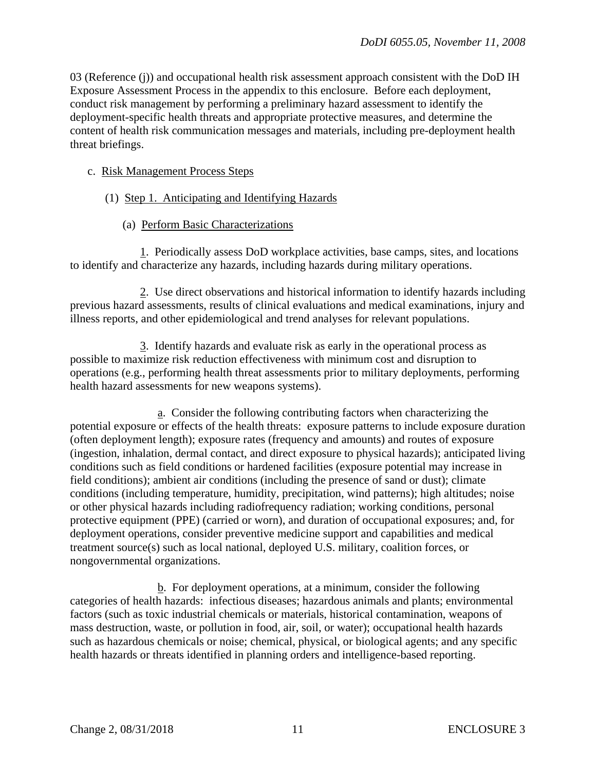03 (Reference (j)) and occupational health risk assessment approach consistent with the DoD IH Exposure Assessment Process in the appendix to this enclosure. Before each deployment, conduct risk management by performing a preliminary hazard assessment to identify the deployment-specific health threats and appropriate protective measures, and determine the content of health risk communication messages and materials, including pre-deployment health threat briefings.

c. Risk Management Process Steps

(1) Step 1. Anticipating and Identifying Hazards

(a) Perform Basic Characterizations

1. Periodically assess DoD workplace activities, base camps, sites, and locations to identify and characterize any hazards, including hazards during military operations.

2. Use direct observations and historical information to identify hazards including previous hazard assessments, results of clinical evaluations and medical examinations, injury and illness reports, and other epidemiological and trend analyses for relevant populations.

3. Identify hazards and evaluate risk as early in the operational process as possible to maximize risk reduction effectiveness with minimum cost and disruption to operations (e.g., performing health threat assessments prior to military deployments, performing health hazard assessments for new weapons systems).

a. Consider the following contributing factors when characterizing the potential exposure or effects of the health threats: exposure patterns to include exposure duration (often deployment length); exposure rates (frequency and amounts) and routes of exposure (ingestion, inhalation, dermal contact, and direct exposure to physical hazards); anticipated living conditions such as field conditions or hardened facilities (exposure potential may increase in field conditions); ambient air conditions (including the presence of sand or dust); climate conditions (including temperature, humidity, precipitation, wind patterns); high altitudes; noise or other physical hazards including radiofrequency radiation; working conditions, personal protective equipment (PPE) (carried or worn), and duration of occupational exposures; and, for deployment operations, consider preventive medicine support and capabilities and medical treatment source(s) such as local national, deployed U.S. military, coalition forces, or nongovernmental organizations.

b. For deployment operations, at a minimum, consider the following categories of health hazards: infectious diseases; hazardous animals and plants; environmental factors (such as toxic industrial chemicals or materials, historical contamination, weapons of mass destruction, waste, or pollution in food, air, soil, or water); occupational health hazards such as hazardous chemicals or noise; chemical, physical, or biological agents; and any specific health hazards or threats identified in planning orders and intelligence-based reporting.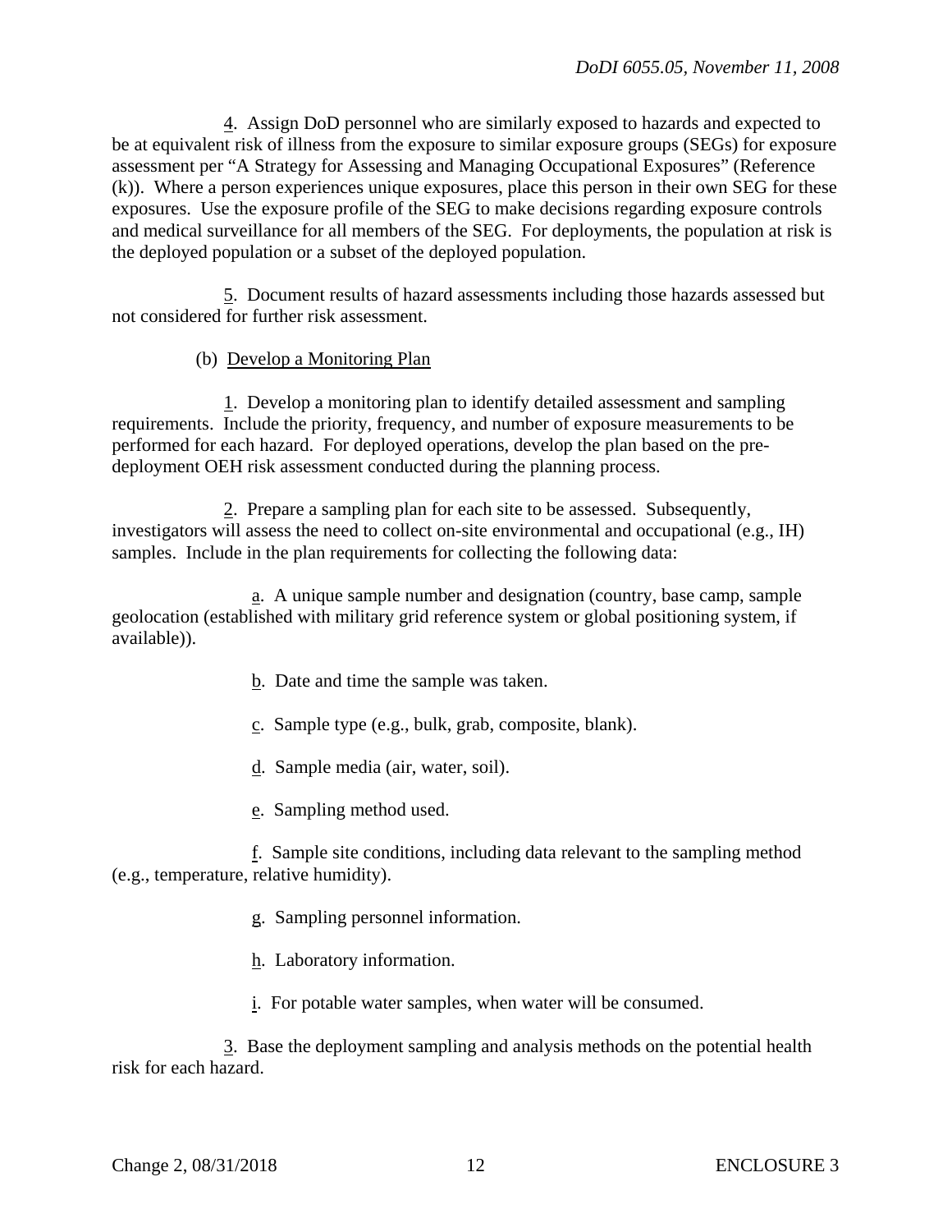4. Assign DoD personnel who are similarly exposed to hazards and expected to be at equivalent risk of illness from the exposure to similar exposure groups (SEGs) for exposure assessment per "A Strategy for Assessing and Managing Occupational Exposures" (Reference (k)). Where a person experiences unique exposures, place this person in their own SEG for these exposures. Use the exposure profile of the SEG to make decisions regarding exposure controls and medical surveillance for all members of the SEG. For deployments, the population at risk is the deployed population or a subset of the deployed population.

5. Document results of hazard assessments including those hazards assessed but not considered for further risk assessment.

(b) Develop a Monitoring Plan

1. Develop a monitoring plan to identify detailed assessment and sampling requirements. Include the priority, frequency, and number of exposure measurements to be performed for each hazard. For deployed operations, develop the plan based on the pre-deployment OEH risk assessment conducted during the planning process.

2. Prepare a sampling plan for each site to be assessed. Subsequently, investigators will assess the need to collect on-site environmental and occupational (e.g., IH) samples. Include in the plan requirements for collecting the following data:

a. A unique sample number and designation (country, base camp, sample geolocation (established with military grid reference system or global positioning system, if available)).

b. Date and time the sample was taken.

c. Sample type (e.g., bulk, grab, composite, blank).

d. Sample media (air, water, soil).

e. Sampling method used.

f. Sample site conditions, including data relevant to the sampling method (e.g., temperature, relative humidity).

g. Sampling personnel information.

h. Laboratory information.

i. For potable water samples, when water will be consumed.

3. Base the deployment sampling and analysis methods on the potential health risk for each hazard.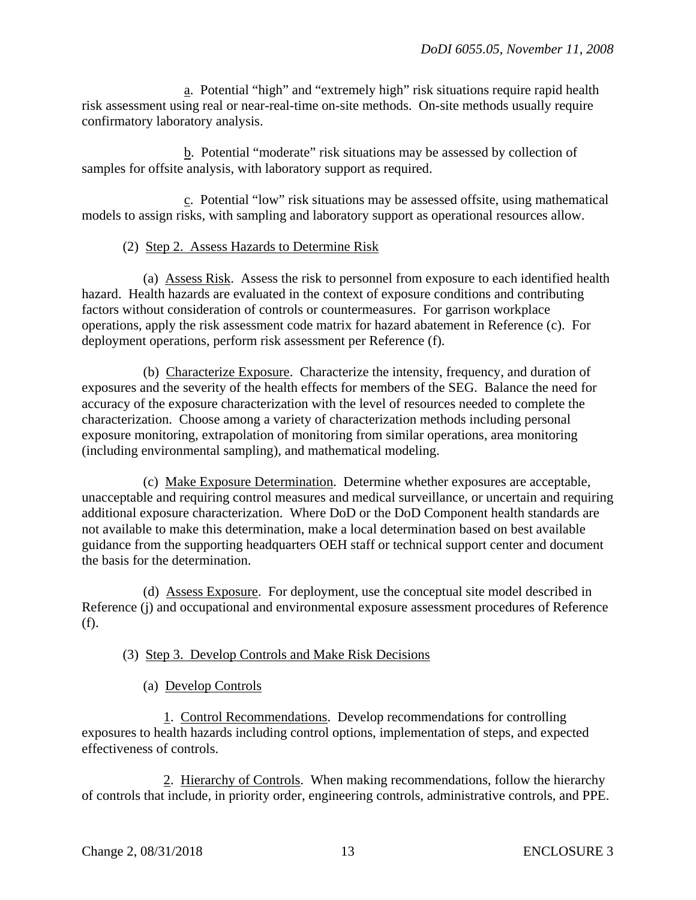a. Potential "high" and "extremely high" risk situations require rapid health risk assessment using real or near-real-time on-site methods. On-site methods usually require confirmatory laboratory analysis.

b. Potential "moderate" risk situations may be assessed by collection of samples for offsite analysis, with laboratory support as required.

c. Potential "low" risk situations may be assessed offsite, using mathematical models to assign risks, with sampling and laboratory support as operational resources allow.

(2) Step 2. Assess Hazards to Determine Risk

(a) Assess Risk. Assess the risk to personnel from exposure to each identified health hazard. Health hazards are evaluated in the context of exposure conditions and contributing factors without consideration of controls or countermeasures. For garrison workplace operations, apply the risk assessment code matrix for hazard abatement in Reference (c). For deployment operations, perform risk assessment per Reference (f).

(b) Characterize Exposure. Characterize the intensity, frequency, and duration of exposures and the severity of the health effects for members of the SEG. Balance the need for accuracy of the exposure characterization with the level of resources needed to complete the characterization. Choose among a variety of characterization methods including personal exposure monitoring, extrapolation of monitoring from similar operations, area monitoring (including environmental sampling), and mathematical modeling.

(c) Make Exposure Determination. Determine whether exposures are acceptable, unacceptable and requiring control measures and medical surveillance, or uncertain and requiring additional exposure characterization. Where DoD or the DoD Component health standards are not available to make this determination, make a local determination based on best available guidance from the supporting headquarters OEH staff or technical support center and document the basis for the determination.

(d) Assess Exposure. For deployment, use the conceptual site model described in Reference (j) and occupational and environmental exposure assessment procedures of Reference (f).

(3) Step 3. Develop Controls and Make Risk Decisions

(a) Develop Controls

1. Control Recommendations. Develop recommendations for controlling exposures to health hazards including control options, implementation of steps, and expected effectiveness of controls.

2. Hierarchy of Controls. When making recommendations, follow the hierarchy of controls that include, in priority order, engineering controls, administrative controls, and PPE.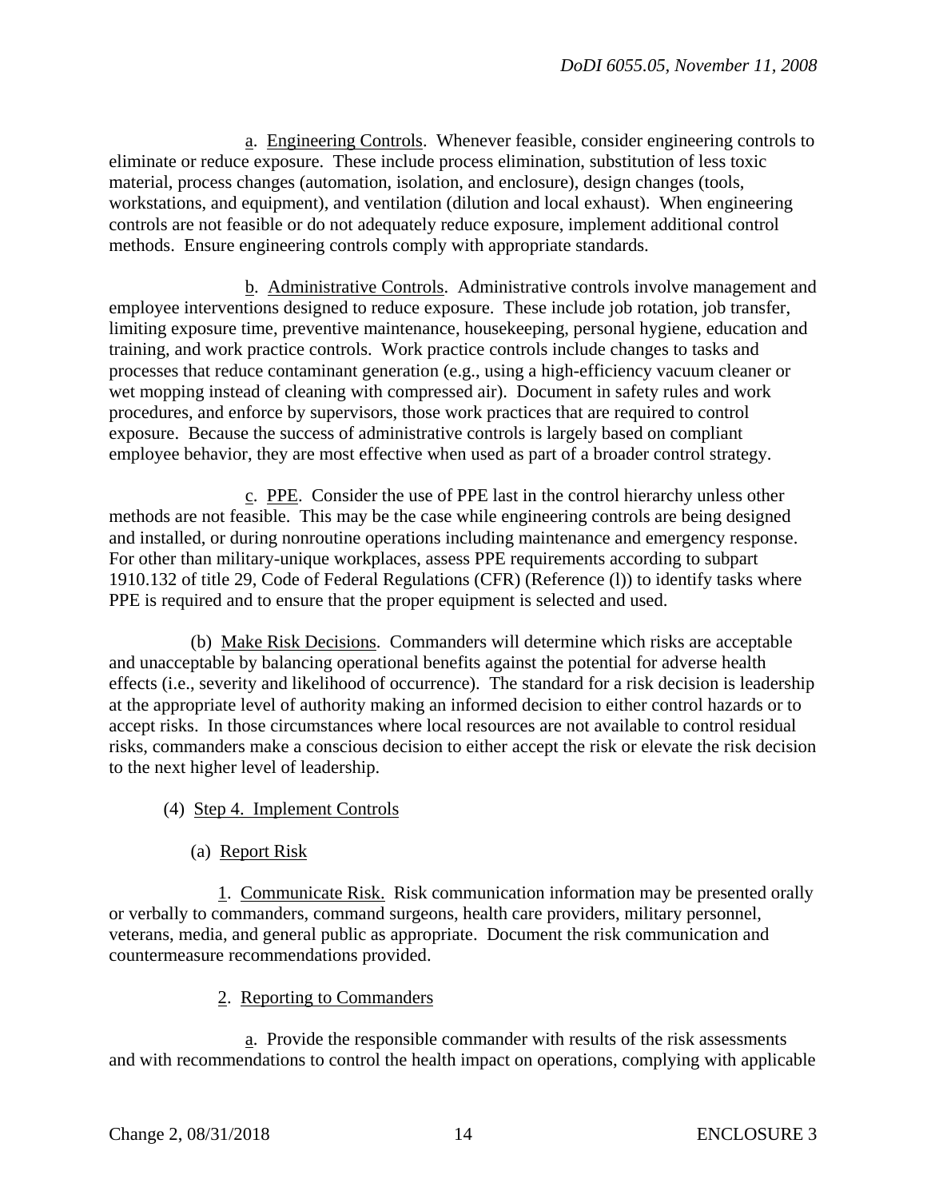a. Engineering Controls. Whenever feasible, consider engineering controls to eliminate or reduce exposure. These include process elimination, substitution of less toxic material, process changes (automation, isolation, and enclosure), design changes (tools, workstations, and equipment), and ventilation (dilution and local exhaust). When engineering controls are not feasible or do not adequately reduce exposure, implement additional control methods. Ensure engineering controls comply with appropriate standards.

b. Administrative Controls. Administrative controls involve management and employee interventions designed to reduce exposure. These include job rotation, job transfer, limiting exposure time, preventive maintenance, housekeeping, personal hygiene, education and training, and work practice controls. Work practice controls include changes to tasks and processes that reduce contaminant generation (e.g., using a high-efficiency vacuum cleaner or wet mopping instead of cleaning with compressed air). Document in safety rules and work procedures, and enforce by supervisors, those work practices that are required to control exposure. Because the success of administrative controls is largely based on compliant employee behavior, they are most effective when used as part of a broader control strategy.

c. PPE. Consider the use of PPE last in the control hierarchy unless other methods are not feasible. This may be the case while engineering controls are being designed and installed, or during nonroutine operations including maintenance and emergency response. For other than military-unique workplaces, assess PPE requirements according to subpart 1910.132 of title 29, Code of Federal Regulations (CFR) (Reference (l)) to identify tasks where PPE is required and to ensure that the proper equipment is selected and used.

(b) Make Risk Decisions. Commanders will determine which risks are acceptable and unacceptable by balancing operational benefits against the potential for adverse health effects (i.e., severity and likelihood of occurrence). The standard for a risk decision is leadership at the appropriate level of authority making an informed decision to either control hazards or to accept risks. In those circumstances where local resources are not available to control residual risks, commanders make a conscious decision to either accept the risk or elevate the risk decision to the next higher level of leadership.

(4) Step 4. Implement Controls

(a) Report Risk

1. Communicate Risk. Risk communication information may be presented orally or verbally to commanders, command surgeons, health care providers, military personnel, veterans, media, and general public as appropriate. Document the risk communication and countermeasure recommendations provided.

2. Reporting to Commanders

a. Provide the responsible commander with results of the risk assessments and with recommendations to control the health impact on operations, complying with applicable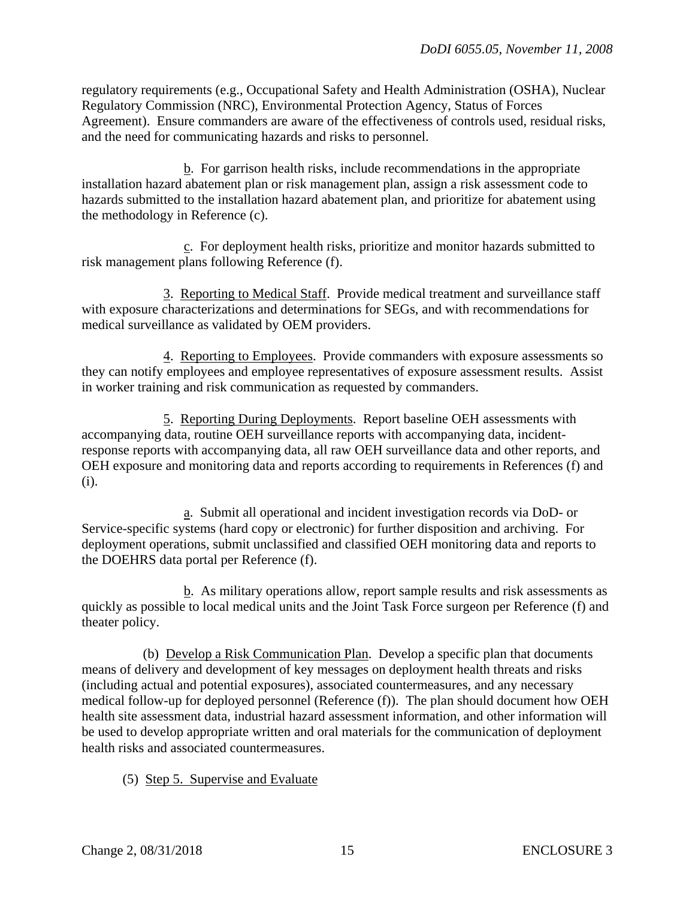regulatory requirements (e.g., Occupational Safety and Health Administration (OSHA), Nuclear Regulatory Commission (NRC), Environmental Protection Agency, Status of Forces Agreement). Ensure commanders are aware of the effectiveness of controls used, residual risks, and the need for communicating hazards and risks to personnel.

<u>b</u>. For garrison health risks, include recommendations in the appropriate installation hazard abatement plan or risk management plan, assign a risk assessment code to hazards submitted to the installation hazard abatement plan, and prioritize for abatement using the methodology in Reference (c).

<u>c</u>. For deployment health risks, prioritize and monitor hazards submitted to risk management plans following Reference (f).

<u>3</u>. <u>Reporting to Medical Staff</u>. Provide medical treatment and surveillance staff with exposure characterizations and determinations for SEGs, and with recommendations for medical surveillance as validated by OEM providers.

<u>4</u>. <u>Reporting to Employees</u>. Provide commanders with exposure assessments so they can notify employees and employee representatives of exposure assessment results. Assist in worker training and risk communication as requested by commanders.

<u>5</u>. <u>Reporting During Deployments</u>. Report baseline OEH assessments with accompanying data, routine OEH surveillance reports with accompanying data, incident-response reports with accompanying data, all raw OEH surveillance data and other reports, and OEH exposure and monitoring data and reports according to requirements in References (f) and (i).

<u>a</u>. Submit all operational and incident investigation records via DoD- or Service-specific systems (hard copy or electronic) for further disposition and archiving. For deployment operations, submit unclassified and classified OEH monitoring data and reports to the DOEHRS data portal per Reference (f).

<u>b</u>. As military operations allow, report sample results and risk assessments as quickly as possible to local medical units and the Joint Task Force surgeon per Reference (f) and theater policy.

(b) <u>Develop a Risk Communication Plan</u>. Develop a specific plan that documents means of delivery and development of key messages on deployment health threats and risks (including actual and potential exposures), associated countermeasures, and any necessary medical follow-up for deployed personnel (Reference (f)). The plan should document how OEH health site assessment data, industrial hazard assessment information, and other information will be used to develop appropriate written and oral materials for the communication of deployment health risks and associated countermeasures.

(5) <u>Step 5. Supervise and Evaluate</u>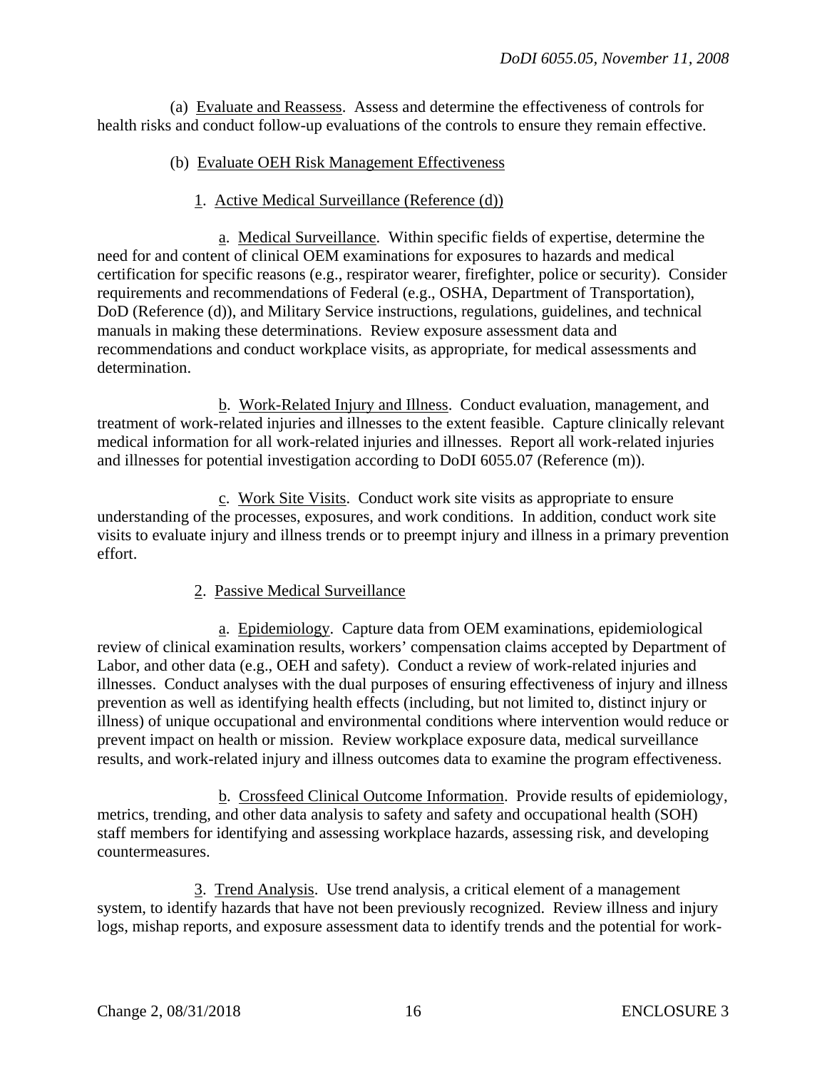(a) Evaluate and Reassess. Assess and determine the effectiveness of controls for health risks and conduct follow-up evaluations of the controls to ensure they remain effective.

(b) Evaluate OEH Risk Management Effectiveness

1. Active Medical Surveillance (Reference (d))

a. Medical Surveillance. Within specific fields of expertise, determine the need for and content of clinical OEM examinations for exposures to hazards and medical certification for specific reasons (e.g., respirator wearer, firefighter, police or security). Consider requirements and recommendations of Federal (e.g., OSHA, Department of Transportation), DoD (Reference (d)), and Military Service instructions, regulations, guidelines, and technical manuals in making these determinations. Review exposure assessment data and recommendations and conduct workplace visits, as appropriate, for medical assessments and determination.

b. Work-Related Injury and Illness. Conduct evaluation, management, and treatment of work-related injuries and illnesses to the extent feasible. Capture clinically relevant medical information for all work-related injuries and illnesses. Report all work-related injuries and illnesses for potential investigation according to DoDI 6055.07 (Reference (m)).

c. Work Site Visits. Conduct work site visits as appropriate to ensure understanding of the processes, exposures, and work conditions. In addition, conduct work site visits to evaluate injury and illness trends or to preempt injury and illness in a primary prevention effort.

2. Passive Medical Surveillance

a. Epidemiology. Capture data from OEM examinations, epidemiological review of clinical examination results, workers' compensation claims accepted by Department of Labor, and other data (e.g., OEH and safety). Conduct a review of work-related injuries and illnesses. Conduct analyses with the dual purposes of ensuring effectiveness of injury and illness prevention as well as identifying health effects (including, but not limited to, distinct injury or illness) of unique occupational and environmental conditions where intervention would reduce or prevent impact on health or mission. Review workplace exposure data, medical surveillance results, and work-related injury and illness outcomes data to examine the program effectiveness.

b. Crossfeed Clinical Outcome Information. Provide results of epidemiology, metrics, trending, and other data analysis to safety and safety and occupational health (SOH) staff members for identifying and assessing workplace hazards, assessing risk, and developing countermeasures.

3. Trend Analysis. Use trend analysis, a critical element of a management system, to identify hazards that have not been previously recognized. Review illness and injury logs, mishap reports, and exposure assessment data to identify trends and the potential for work-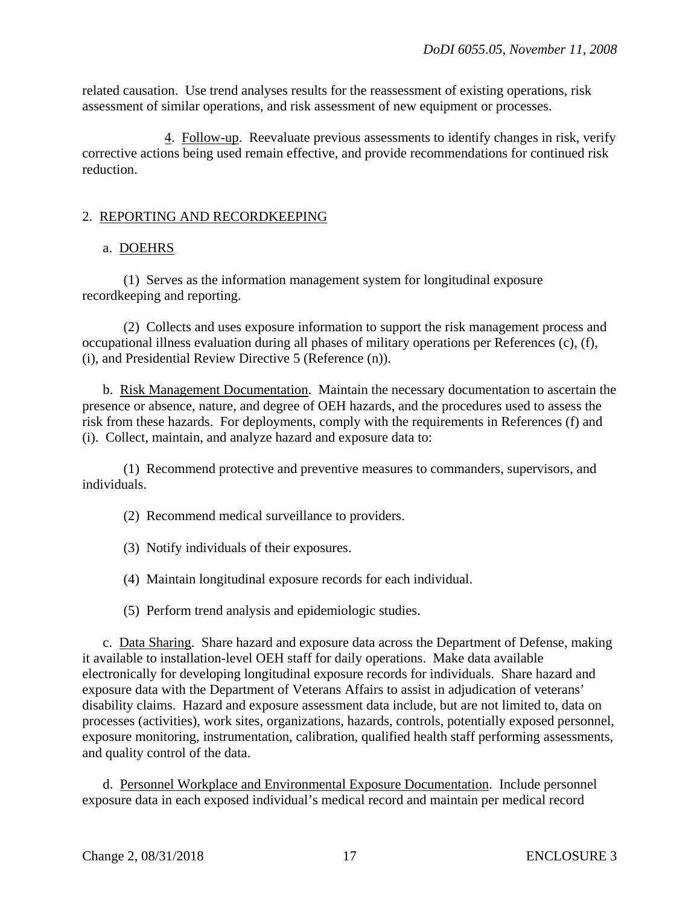related causation. Use trend analyses results for the reassessment of existing operations, risk assessment of similar operations, and risk assessment of new equipment or processes.

4. Follow-up. Reevaluate previous assessments to identify changes in risk, verify corrective actions being used remain effective, and provide recommendations for continued risk reduction.

## 2. REPORTING AND RECORDKEEPING

a. DOEHRS

(1) Serves as the information management system for longitudinal exposure recordkeeping and reporting.

(2) Collects and uses exposure information to support the risk management process and occupational illness evaluation during all phases of military operations per References (c), (f), (i), and Presidential Review Directive 5 (Reference (n)).

b. Risk Management Documentation. Maintain the necessary documentation to ascertain the presence or absence, nature, and degree of OEH hazards, and the procedures used to assess the risk from these hazards. For deployments, comply with the requirements in References (f) and (i). Collect, maintain, and analyze hazard and exposure data to:

(1) Recommend protective and preventive measures to commanders, supervisors, and individuals.

(2) Recommend medical surveillance to providers.

(3) Notify individuals of their exposures.

(4) Maintain longitudinal exposure records for each individual.

(5) Perform trend analysis and epidemiologic studies.

c. Data Sharing. Share hazard and exposure data across the Department of Defense, making it available to installation-level OEH staff for daily operations. Make data available electronically for developing longitudinal exposure records for individuals. Share hazard and exposure data with the Department of Veterans Affairs to assist in adjudication of veterans' disability claims. Hazard and exposure assessment data include, but are not limited to, data on processes (activities), work sites, organizations, hazards, controls, potentially exposed personnel, exposure monitoring, instrumentation, calibration, qualified health staff performing assessments, and quality control of the data.

d. Personnel Workplace and Environmental Exposure Documentation. Include personnel exposure data in each exposed individual's medical record and maintain per medical record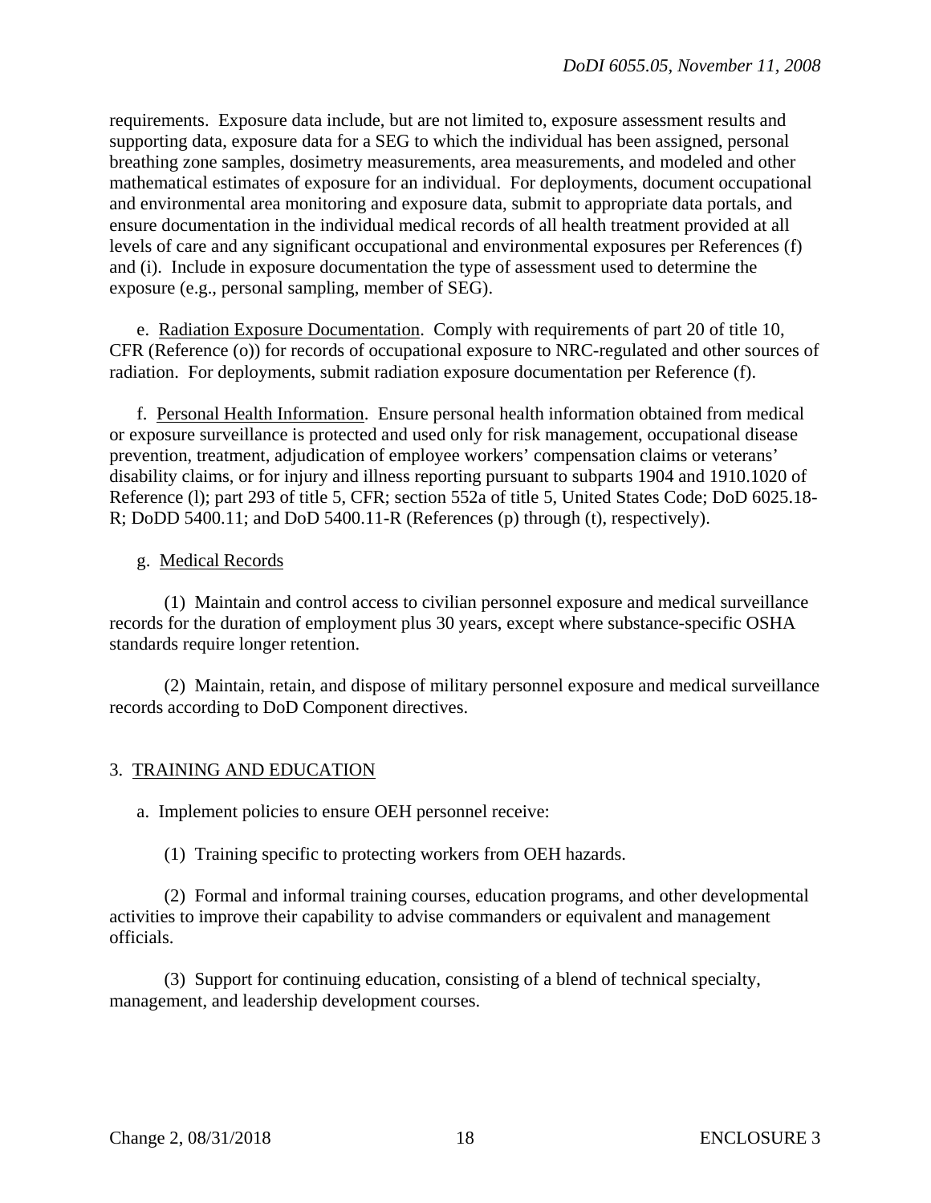requirements. Exposure data include, but are not limited to, exposure assessment results and supporting data, exposure data for a SEG to which the individual has been assigned, personal breathing zone samples, dosimetry measurements, area measurements, and modeled and other mathematical estimates of exposure for an individual. For deployments, document occupational and environmental area monitoring and exposure data, submit to appropriate data portals, and ensure documentation in the individual medical records of all health treatment provided at all levels of care and any significant occupational and environmental exposures per References (f) and (i). Include in exposure documentation the type of assessment used to determine the exposure (e.g., personal sampling, member of SEG).

e. Radiation Exposure Documentation. Comply with requirements of part 20 of title 10, CFR (Reference (o)) for records of occupational exposure to NRC-regulated and other sources of radiation. For deployments, submit radiation exposure documentation per Reference (f).

f. Personal Health Information. Ensure personal health information obtained from medical or exposure surveillance is protected and used only for risk management, occupational disease prevention, treatment, adjudication of employee workers' compensation claims or veterans' disability claims, or for injury and illness reporting pursuant to subparts 1904 and 1910.1020 of Reference (l); part 293 of title 5, CFR; section 552a of title 5, United States Code; DoD 6025.18-R; DoDD 5400.11; and DoD 5400.11-R (References (p) through (t), respectively).

g. Medical Records

(1) Maintain and control access to civilian personnel exposure and medical surveillance records for the duration of employment plus 30 years, except where substance-specific OSHA standards require longer retention.

(2) Maintain, retain, and dispose of military personnel exposure and medical surveillance records according to DoD Component directives.

## 3. TRAINING AND EDUCATION

a. Implement policies to ensure OEH personnel receive:

(1) Training specific to protecting workers from OEH hazards.

(2) Formal and informal training courses, education programs, and other developmental activities to improve their capability to advise commanders or equivalent and management officials.

(3) Support for continuing education, consisting of a blend of technical specialty, management, and leadership development courses.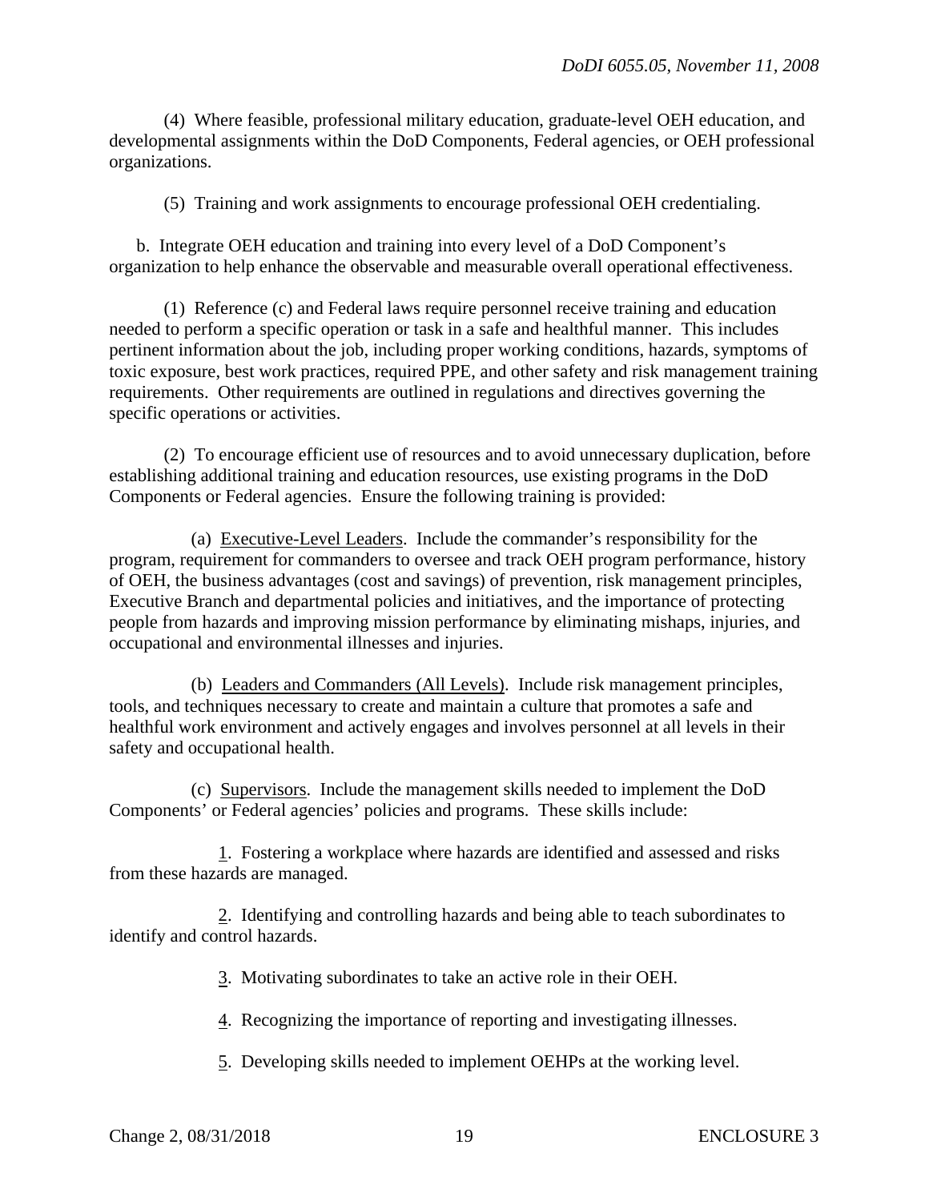(4) Where feasible, professional military education, graduate-level OEH education, and developmental assignments within the DoD Components, Federal agencies, or OEH professional organizations.

(5) Training and work assignments to encourage professional OEH credentialing.

b. Integrate OEH education and training into every level of a DoD Component's organization to help enhance the observable and measurable overall operational effectiveness.

(1) Reference (c) and Federal laws require personnel receive training and education needed to perform a specific operation or task in a safe and healthful manner. This includes pertinent information about the job, including proper working conditions, hazards, symptoms of toxic exposure, best work practices, required PPE, and other safety and risk management training requirements. Other requirements are outlined in regulations and directives governing the specific operations or activities.

(2) To encourage efficient use of resources and to avoid unnecessary duplication, before establishing additional training and education resources, use existing programs in the DoD Components or Federal agencies. Ensure the following training is provided:

(a) <u>Executive-Level Leaders</u>. Include the commander's responsibility for the program, requirement for commanders to oversee and track OEH program performance, history of OEH, the business advantages (cost and savings) of prevention, risk management principles, Executive Branch and departmental policies and initiatives, and the importance of protecting people from hazards and improving mission performance by eliminating mishaps, injuries, and occupational and environmental illnesses and injuries.

(b) <u>Leaders and Commanders (All Levels)</u>. Include risk management principles, tools, and techniques necessary to create and maintain a culture that promotes a safe and healthful work environment and actively engages and involves personnel at all levels in their safety and occupational health.

(c) <u>Supervisors</u>. Include the management skills needed to implement the DoD Components' or Federal agencies' policies and programs. These skills include:

<u>1</u>. Fostering a workplace where hazards are identified and assessed and risks from these hazards are managed.

<u>2</u>. Identifying and controlling hazards and being able to teach subordinates to identify and control hazards.

<u>3</u>. Motivating subordinates to take an active role in their OEH.

<u>4</u>. Recognizing the importance of reporting and investigating illnesses.

<u>5</u>. Developing skills needed to implement OEHPs at the working level.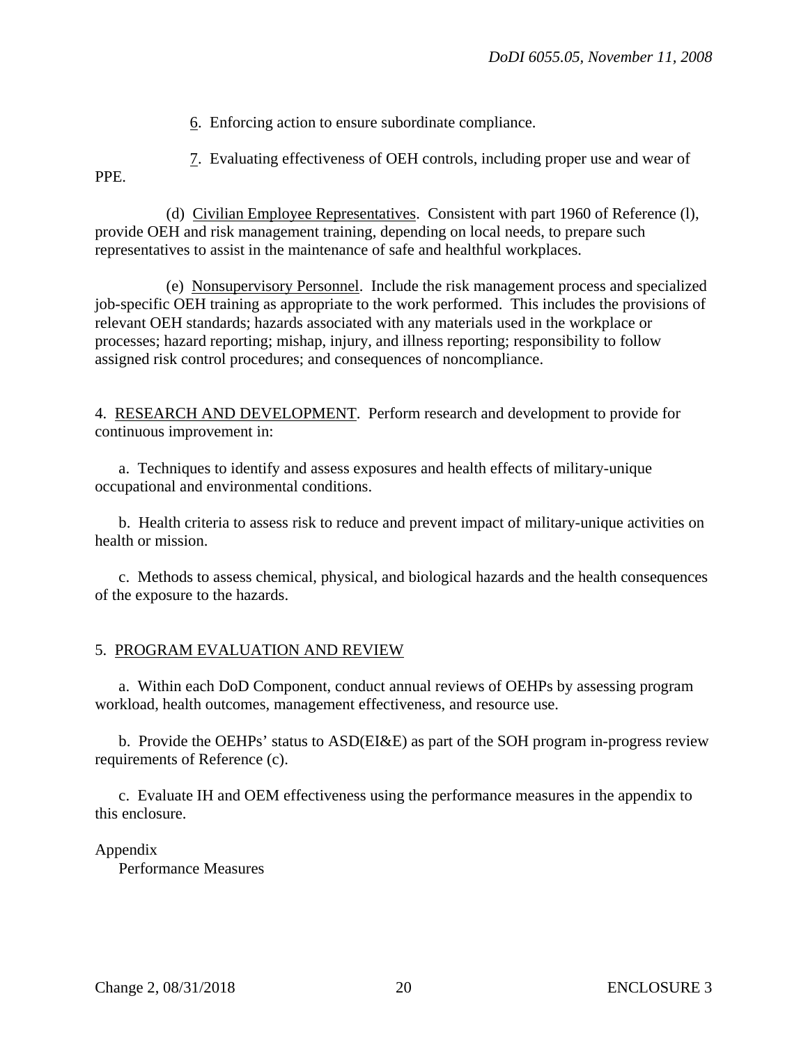6. Enforcing action to ensure subordinate compliance.

7. Evaluating effectiveness of OEH controls, including proper use and wear of PPE.

(d) Civilian Employee Representatives. Consistent with part 1960 of Reference (l), provide OEH and risk management training, depending on local needs, to prepare such representatives to assist in the maintenance of safe and healthful workplaces.

(e) Nonsupervisory Personnel. Include the risk management process and specialized job-specific OEH training as appropriate to the work performed. This includes the provisions of relevant OEH standards; hazards associated with any materials used in the workplace or processes; hazard reporting; mishap, injury, and illness reporting; responsibility to follow assigned risk control procedures; and consequences of noncompliance.

4. RESEARCH AND DEVELOPMENT. Perform research and development to provide for continuous improvement in:

a. Techniques to identify and assess exposures and health effects of military-unique occupational and environmental conditions.

b. Health criteria to assess risk to reduce and prevent impact of military-unique activities on health or mission.

c. Methods to assess chemical, physical, and biological hazards and the health consequences of the exposure to the hazards.

5. PROGRAM EVALUATION AND REVIEW

a. Within each DoD Component, conduct annual reviews of OEHPs by assessing program workload, health outcomes, management effectiveness, and resource use.

b. Provide the OEHPs' status to ASD(EI&E) as part of the SOH program in-progress review requirements of Reference (c).

c. Evaluate IH and OEM effectiveness using the performance measures in the appendix to this enclosure.

Appendix
Performance Measures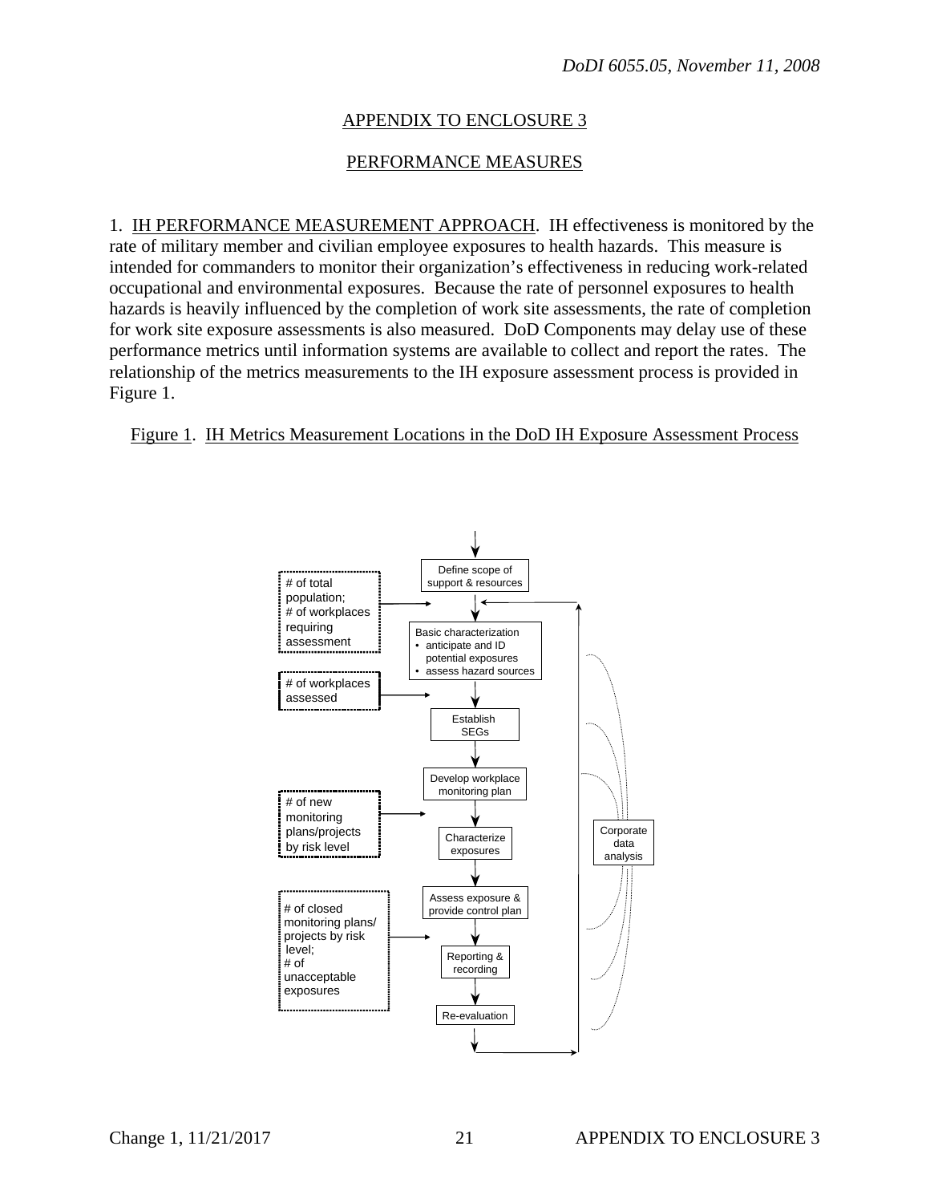## APPENDIX TO ENCLOSURE 3

## PERFORMANCE MEASURES

1. IH PERFORMANCE MEASUREMENT APPROACH. IH effectiveness is monitored by the rate of military member and civilian employee exposures to health hazards. This measure is intended for commanders to monitor their organization's effectiveness in reducing work-related occupational and environmental exposures. Because the rate of personnel exposures to health hazards is heavily influenced by the completion of work site assessments, the rate of completion for work site exposure assessments is also measured. DoD Components may delay use of these performance metrics until information systems are available to collect and report the rates. The relationship of the metrics measurements to the IH exposure assessment process is provided in Figure 1.

Figure 1. IH Metrics Measurement Locations in the DoD IH Exposure Assessment Process

Define scope of support & resources

# of total population; # of workplaces requiring assessment

Basic characterization
- anticipate and ID potential exposures
- assess hazard sources

# of workplaces assessed

Establish SEGs

Develop workplace monitoring plan

# of new monitoring plans/projects by risk level

Characterize exposures

Corporate data analysis

Assess exposure & provide control plan

# of closed monitoring plans/ projects by risk level; # of unacceptable exposures

Reporting & recording

Re-evaluation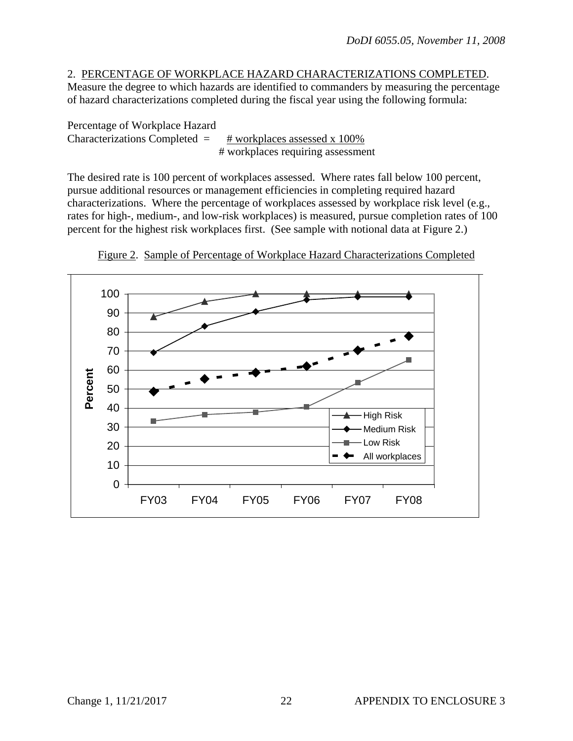2. PERCENTAGE OF WORKPLACE HAZARD CHARACTERIZATIONS COMPLETED. Measure the degree to which hazards are identified to commanders by measuring the percentage of hazard characterizations completed during the fiscal year using the following formula:

$$\text{Percentage of Workplace Hazard Characterizations Completed} = \frac{\text{\# workplaces assessed} \times 100\%}{\text{\# workplaces requiring assessment}}$$

The desired rate is 100 percent of workplaces assessed. Where rates fall below 100 percent, pursue additional resources or management efficiencies in completing required hazard characterizations. Where the percentage of workplaces assessed by workplace risk level (e.g., rates for high-, medium-, and low-risk workplaces) is measured, pursue completion rates of 100 percent for the highest risk workplaces first. (See sample with notional data at Figure 2.)

Figure 2. Sample of Percentage of Workplace Hazard Characterizations Completed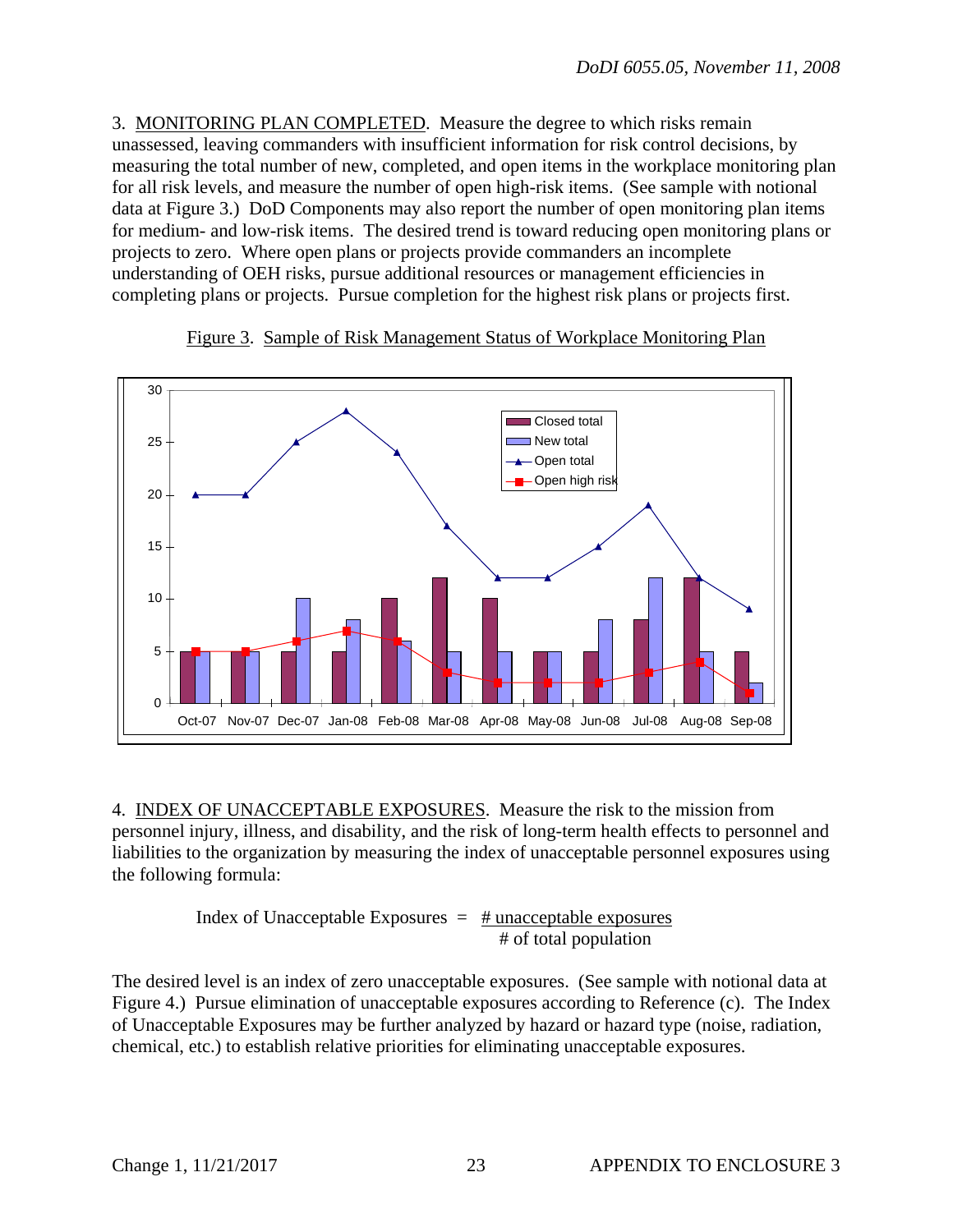3. MONITORING PLAN COMPLETED. Measure the degree to which risks remain unassessed, leaving commanders with insufficient information for risk control decisions, by measuring the total number of new, completed, and open items in the workplace monitoring plan for all risk levels, and measure the number of open high-risk items. (See sample with notional data at Figure 3.) DoD Components may also report the number of open monitoring plan items for medium- and low-risk items. The desired trend is toward reducing open monitoring plans or projects to zero. Where open plans or projects provide commanders an incomplete understanding of OEH risks, pursue additional resources or management efficiencies in completing plans or projects. Pursue completion for the highest risk plans or projects first.

Figure 3. Sample of Risk Management Status of Workplace Monitoring Plan

4. INDEX OF UNACCEPTABLE EXPOSURES. Measure the risk to the mission from personnel injury, illness, and disability, and the risk of long-term health effects to personnel and liabilities to the organization by measuring the index of unacceptable personnel exposures using the following formula:

$$\text{Index of Unacceptable Exposures} = \frac{\text{\# unacceptable exposures}}{\text{\# of total population}}$$

The desired level is an index of zero unacceptable exposures. (See sample with notional data at Figure 4.) Pursue elimination of unacceptable exposures according to Reference (c). The Index of Unacceptable Exposures may be further analyzed by hazard or hazard type (noise, radiation, chemical, etc.) to establish relative priorities for eliminating unacceptable exposures.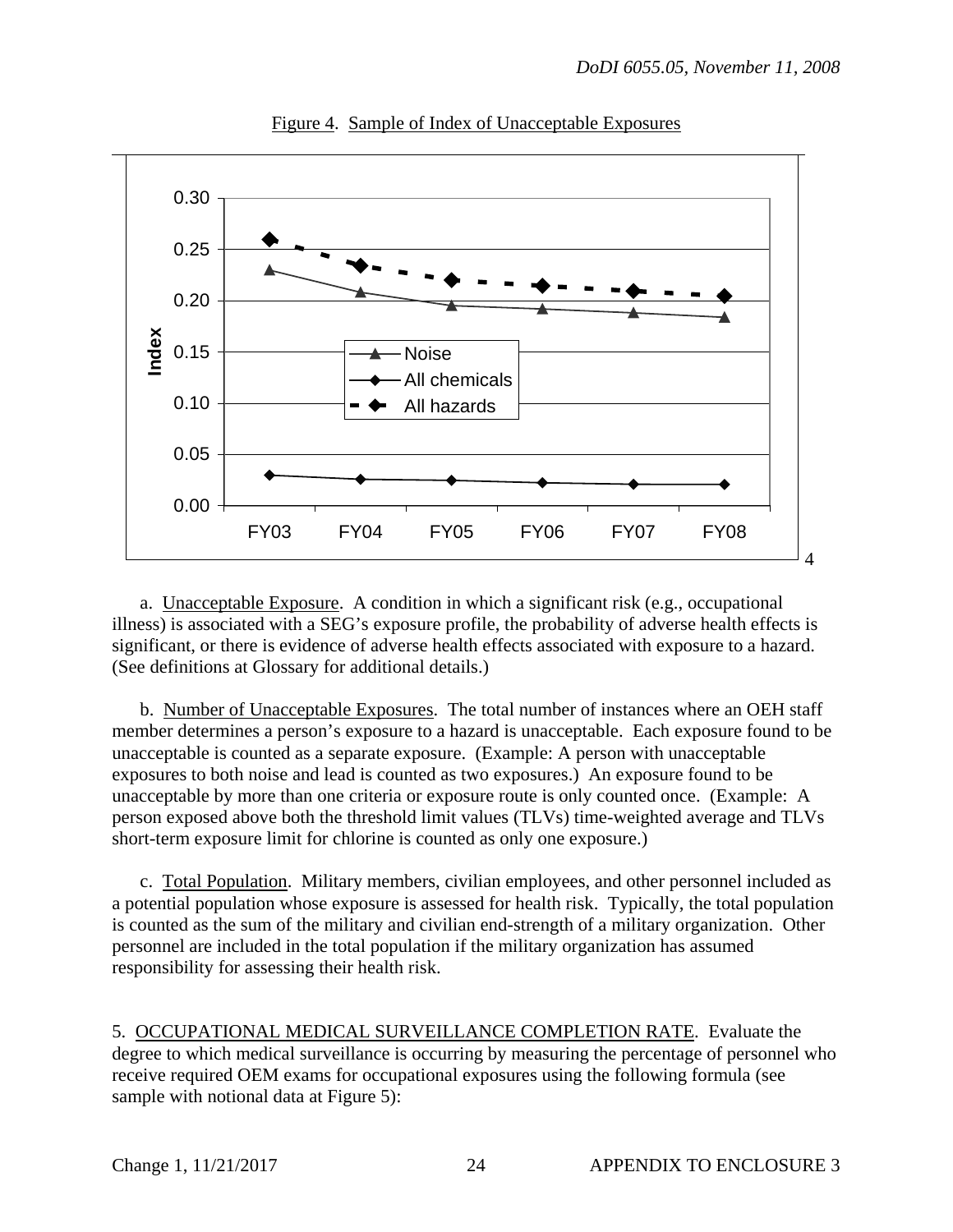Figure 4. Sample of Index of Unacceptable Exposures

a. Unacceptable Exposure. A condition in which a significant risk (e.g., occupational illness) is associated with a SEG's exposure profile, the probability of adverse health effects is significant, or there is evidence of adverse health effects associated with exposure to a hazard. (See definitions at Glossary for additional details.)

b. Number of Unacceptable Exposures. The total number of instances where an OEH staff member determines a person's exposure to a hazard is unacceptable. Each exposure found to be unacceptable is counted as a separate exposure. (Example: A person with unacceptable exposures to both noise and lead is counted as two exposures.) An exposure found to be unacceptable by more than one criteria or exposure route is only counted once. (Example: A person exposed above both the threshold limit values (TLVs) time-weighted average and TLVs short-term exposure limit for chlorine is counted as only one exposure.)

c. Total Population. Military members, civilian employees, and other personnel included as a potential population whose exposure is assessed for health risk. Typically, the total population is counted as the sum of the military and civilian end-strength of a military organization. Other personnel are included in the total population if the military organization has assumed responsibility for assessing their health risk.

5. OCCUPATIONAL MEDICAL SURVEILLANCE COMPLETION RATE. Evaluate the degree to which medical surveillance is occurring by measuring the percentage of personnel who receive required OEM exams for occupational exposures using the following formula (see sample with notional data at Figure 5):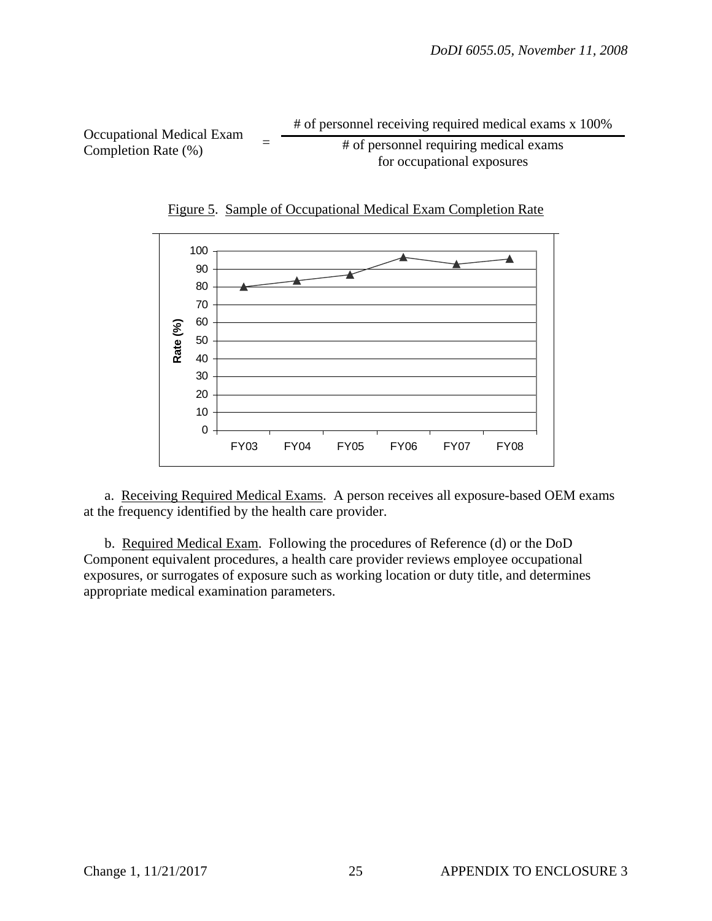$$\text{Occupational Medical Exam Completion Rate (\%)} = \frac{\text{\# of personnel receiving required medical exams x 100\%}}{\text{\# of personnel requiring medical exams for occupational exposures}}$$

Figure 5. Sample of Occupational Medical Exam Completion Rate

a. Receiving Required Medical Exams. A person receives all exposure-based OEM exams at the frequency identified by the health care provider.

b. Required Medical Exam. Following the procedures of Reference (d) or the DoD Component equivalent procedures, a health care provider reviews employee occupational exposures, or surrogates of exposure such as working location or duty title, and determines appropriate medical examination parameters.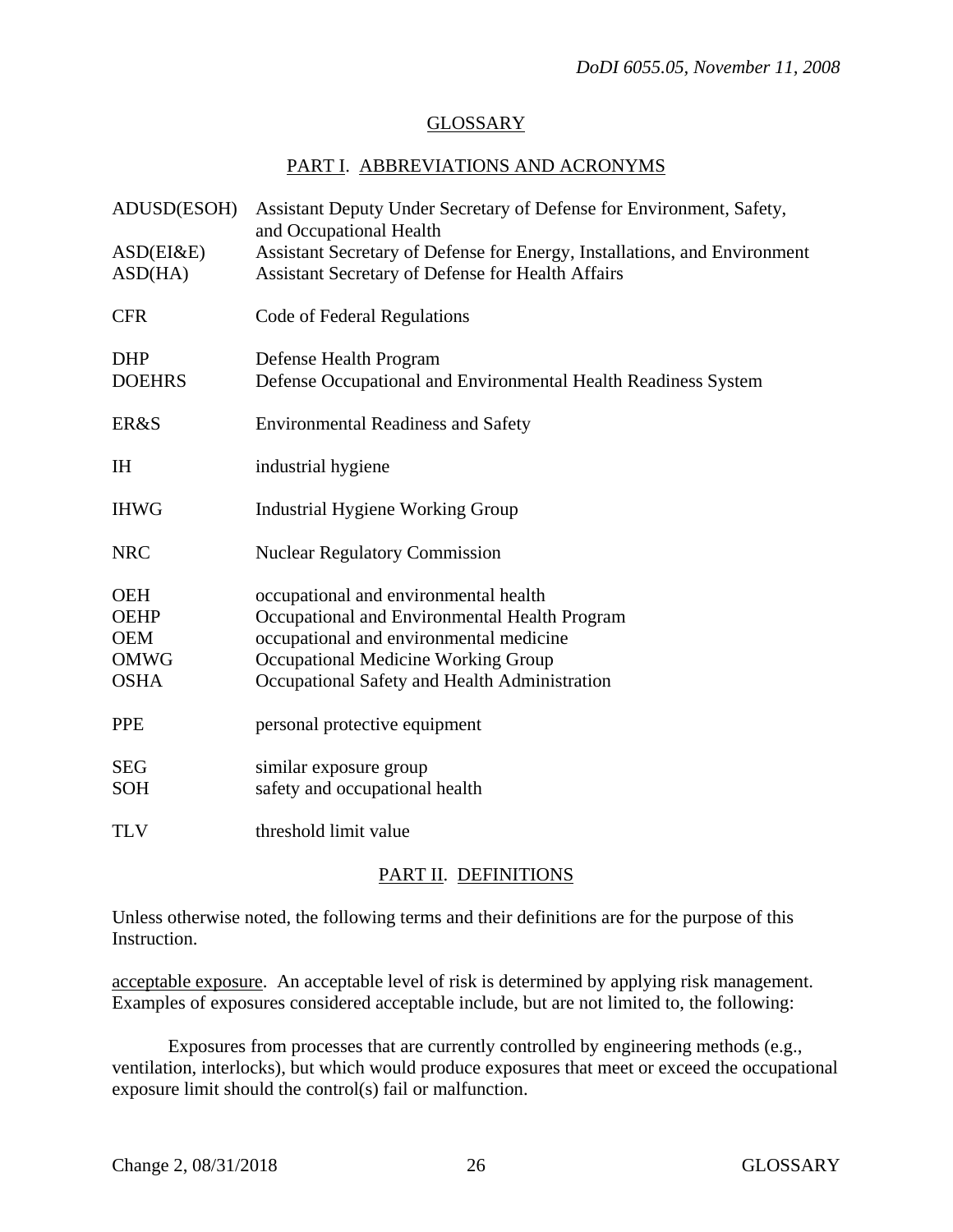## GLOSSARY

### PART I. ABBREVIATIONS AND ACRONYMS

| | |
|---|---|
| ADUSD(ESOH) | Assistant Deputy Under Secretary of Defense for Environment, Safety, and Occupational Health |
| ASD(EI&E) | Assistant Secretary of Defense for Energy, Installations, and Environment |
| ASD(HA) | Assistant Secretary of Defense for Health Affairs |
| CFR | Code of Federal Regulations |
| DHP | Defense Health Program |
| DOEHRS | Defense Occupational and Environmental Health Readiness System |
| ER&S | Environmental Readiness and Safety |
| IH | industrial hygiene |
| IHWG | Industrial Hygiene Working Group |
| NRC | Nuclear Regulatory Commission |
| OEH | occupational and environmental health |
| OEHP | Occupational and Environmental Health Program |
| OEM | occupational and environmental medicine |
| OMWG | Occupational Medicine Working Group |
| OSHA | Occupational Safety and Health Administration |
| PPE | personal protective equipment |
| SEG | similar exposure group |
| SOH | safety and occupational health |
| TLV | threshold limit value |

### PART II. DEFINITIONS

Unless otherwise noted, the following terms and their definitions are for the purpose of this Instruction.

acceptable exposure. An acceptable level of risk is determined by applying risk management. Examples of exposures considered acceptable include, but are not limited to, the following:

Exposures from processes that are currently controlled by engineering methods (e.g., ventilation, interlocks), but which would produce exposures that meet or exceed the occupational exposure limit should the control(s) fail or malfunction.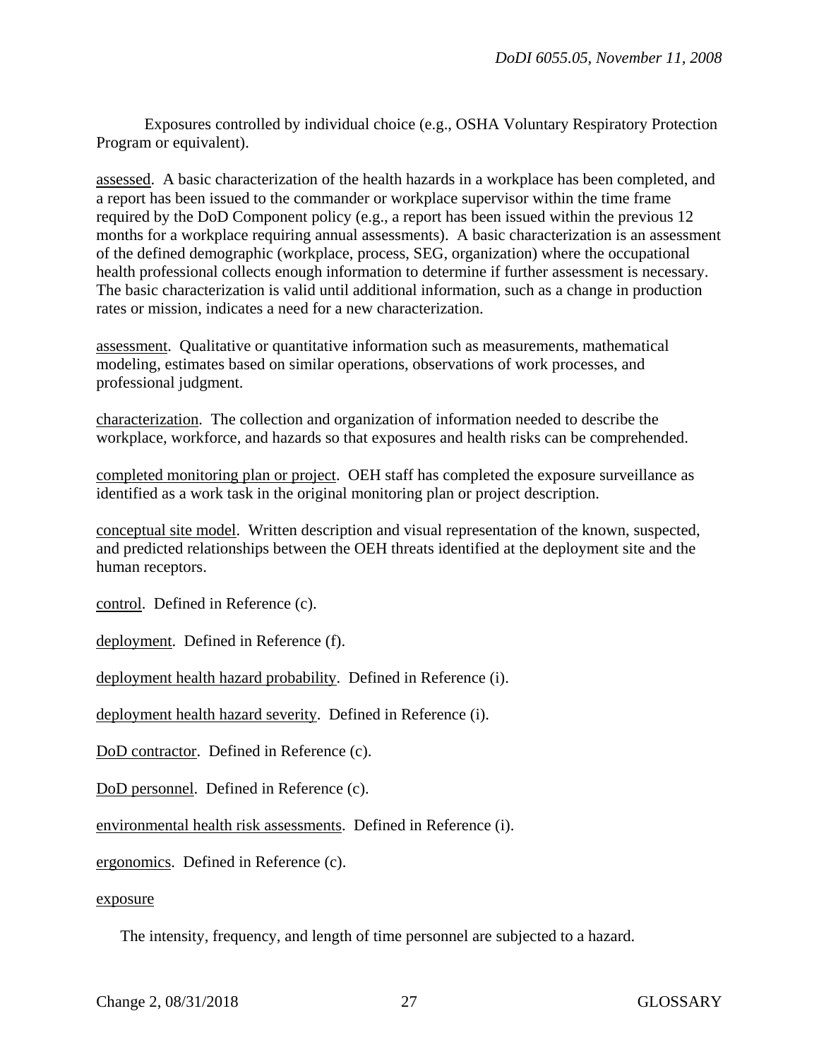Exposures controlled by individual choice (e.g., OSHA Voluntary Respiratory Protection Program or equivalent).

assessed. A basic characterization of the health hazards in a workplace has been completed, and a report has been issued to the commander or workplace supervisor within the time frame required by the DoD Component policy (e.g., a report has been issued within the previous 12 months for a workplace requiring annual assessments). A basic characterization is an assessment of the defined demographic (workplace, process, SEG, organization) where the occupational health professional collects enough information to determine if further assessment is necessary. The basic characterization is valid until additional information, such as a change in production rates or mission, indicates a need for a new characterization.

assessment. Qualitative or quantitative information such as measurements, mathematical modeling, estimates based on similar operations, observations of work processes, and professional judgment.

characterization. The collection and organization of information needed to describe the workplace, workforce, and hazards so that exposures and health risks can be comprehended.

completed monitoring plan or project. OEH staff has completed the exposure surveillance as identified as a work task in the original monitoring plan or project description.

conceptual site model. Written description and visual representation of the known, suspected, and predicted relationships between the OEH threats identified at the deployment site and the human receptors.

control. Defined in Reference (c).

deployment. Defined in Reference (f).

deployment health hazard probability. Defined in Reference (i).

deployment health hazard severity. Defined in Reference (i).

DoD contractor. Defined in Reference (c).

DoD personnel. Defined in Reference (c).

environmental health risk assessments. Defined in Reference (i).

ergonomics. Defined in Reference (c).

exposure

The intensity, frequency, and length of time personnel are subjected to a hazard.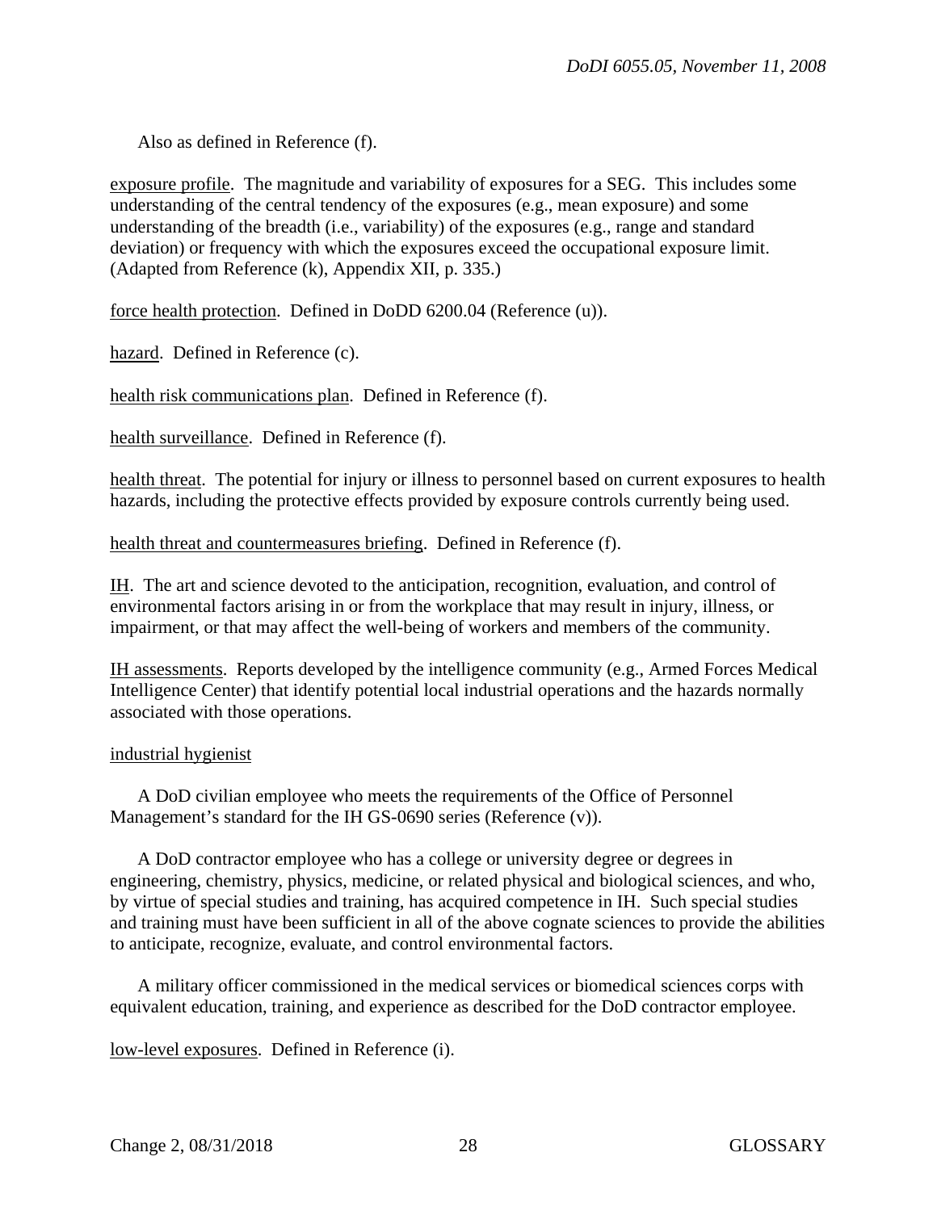Also as defined in Reference (f).

<u>exposure profile</u>. The magnitude and variability of exposures for a SEG. This includes some understanding of the central tendency of the exposures (e.g., mean exposure) and some understanding of the breadth (i.e., variability) of the exposures (e.g., range and standard deviation) or frequency with which the exposures exceed the occupational exposure limit. (Adapted from Reference (k), Appendix XII, p. 335.)

<u>force health protection</u>. Defined in DoDD 6200.04 (Reference (u)).

<u>hazard</u>. Defined in Reference (c).

<u>health risk communications plan</u>. Defined in Reference (f).

<u>health surveillance</u>. Defined in Reference (f).

<u>health threat</u>. The potential for injury or illness to personnel based on current exposures to health hazards, including the protective effects provided by exposure controls currently being used.

<u>health threat and countermeasures briefing</u>. Defined in Reference (f).

<u>IH</u>. The art and science devoted to the anticipation, recognition, evaluation, and control of environmental factors arising in or from the workplace that may result in injury, illness, or impairment, or that may affect the well-being of workers and members of the community.

<u>IH assessments</u>. Reports developed by the intelligence community (e.g., Armed Forces Medical Intelligence Center) that identify potential local industrial operations and the hazards normally associated with those operations.

<u>industrial hygienist</u>

A DoD civilian employee who meets the requirements of the Office of Personnel Management's standard for the IH GS-0690 series (Reference (v)).

A DoD contractor employee who has a college or university degree or degrees in engineering, chemistry, physics, medicine, or related physical and biological sciences, and who, by virtue of special studies and training, has acquired competence in IH. Such special studies and training must have been sufficient in all of the above cognate sciences to provide the abilities to anticipate, recognize, evaluate, and control environmental factors.

A military officer commissioned in the medical services or biomedical sciences corps with equivalent education, training, and experience as described for the DoD contractor employee.

<u>low-level exposures</u>. Defined in Reference (i).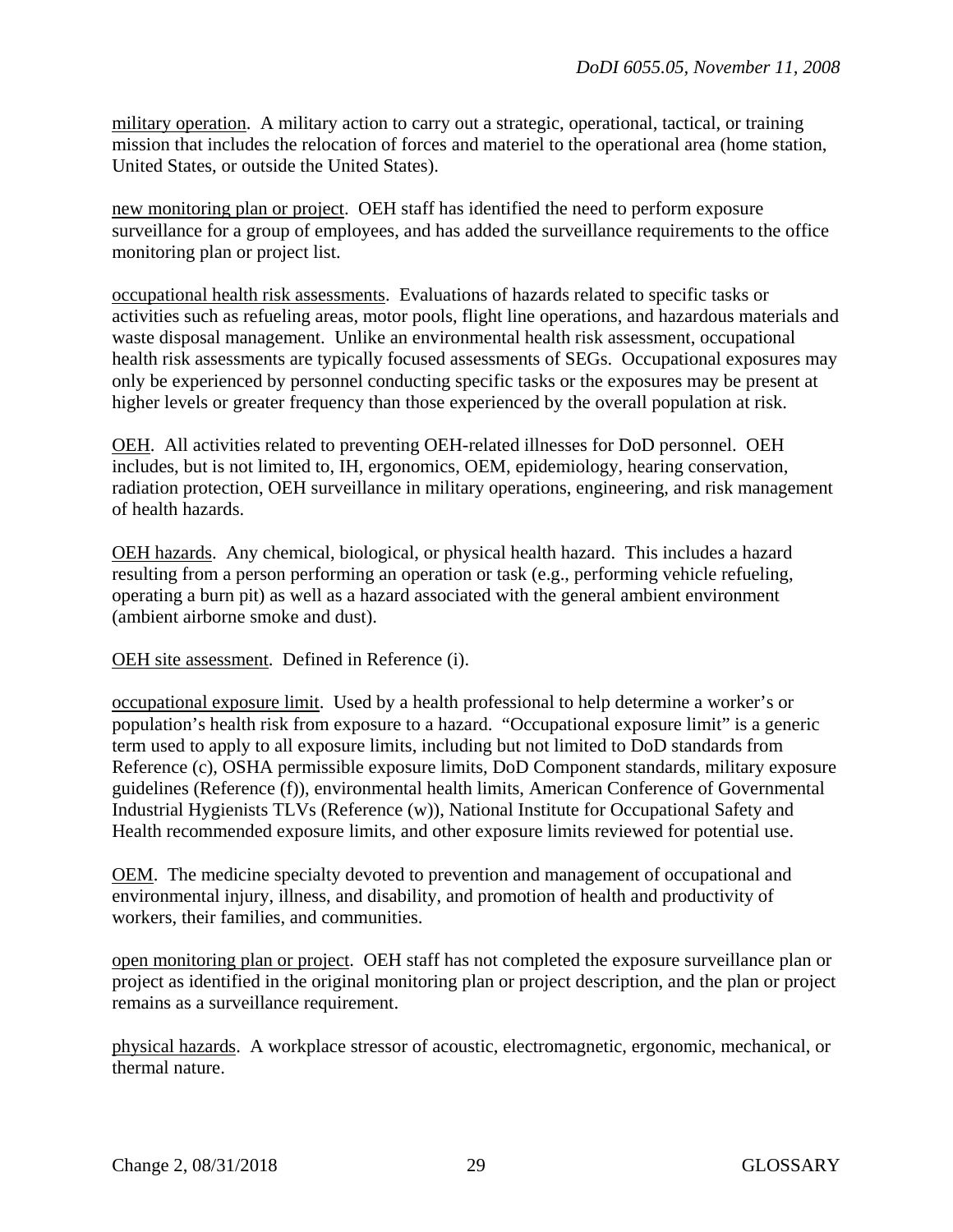military operation. A military action to carry out a strategic, operational, tactical, or training mission that includes the relocation of forces and materiel to the operational area (home station, United States, or outside the United States).

new monitoring plan or project. OEH staff has identified the need to perform exposure surveillance for a group of employees, and has added the surveillance requirements to the office monitoring plan or project list.

occupational health risk assessments. Evaluations of hazards related to specific tasks or activities such as refueling areas, motor pools, flight line operations, and hazardous materials and waste disposal management. Unlike an environmental health risk assessment, occupational health risk assessments are typically focused assessments of SEGs. Occupational exposures may only be experienced by personnel conducting specific tasks or the exposures may be present at higher levels or greater frequency than those experienced by the overall population at risk.

OEH. All activities related to preventing OEH-related illnesses for DoD personnel. OEH includes, but is not limited to, IH, ergonomics, OEM, epidemiology, hearing conservation, radiation protection, OEH surveillance in military operations, engineering, and risk management of health hazards.

OEH hazards. Any chemical, biological, or physical health hazard. This includes a hazard resulting from a person performing an operation or task (e.g., performing vehicle refueling, operating a burn pit) as well as a hazard associated with the general ambient environment (ambient airborne smoke and dust).

OEH site assessment. Defined in Reference (i).

occupational exposure limit. Used by a health professional to help determine a worker's or population's health risk from exposure to a hazard. "Occupational exposure limit" is a generic term used to apply to all exposure limits, including but not limited to DoD standards from Reference (c), OSHA permissible exposure limits, DoD Component standards, military exposure guidelines (Reference (f)), environmental health limits, American Conference of Governmental Industrial Hygienists TLVs (Reference (w)), National Institute for Occupational Safety and Health recommended exposure limits, and other exposure limits reviewed for potential use.

OEM. The medicine specialty devoted to prevention and management of occupational and environmental injury, illness, and disability, and promotion of health and productivity of workers, their families, and communities.

open monitoring plan or project. OEH staff has not completed the exposure surveillance plan or project as identified in the original monitoring plan or project description, and the plan or project remains as a surveillance requirement.

physical hazards. A workplace stressor of acoustic, electromagnetic, ergonomic, mechanical, or thermal nature.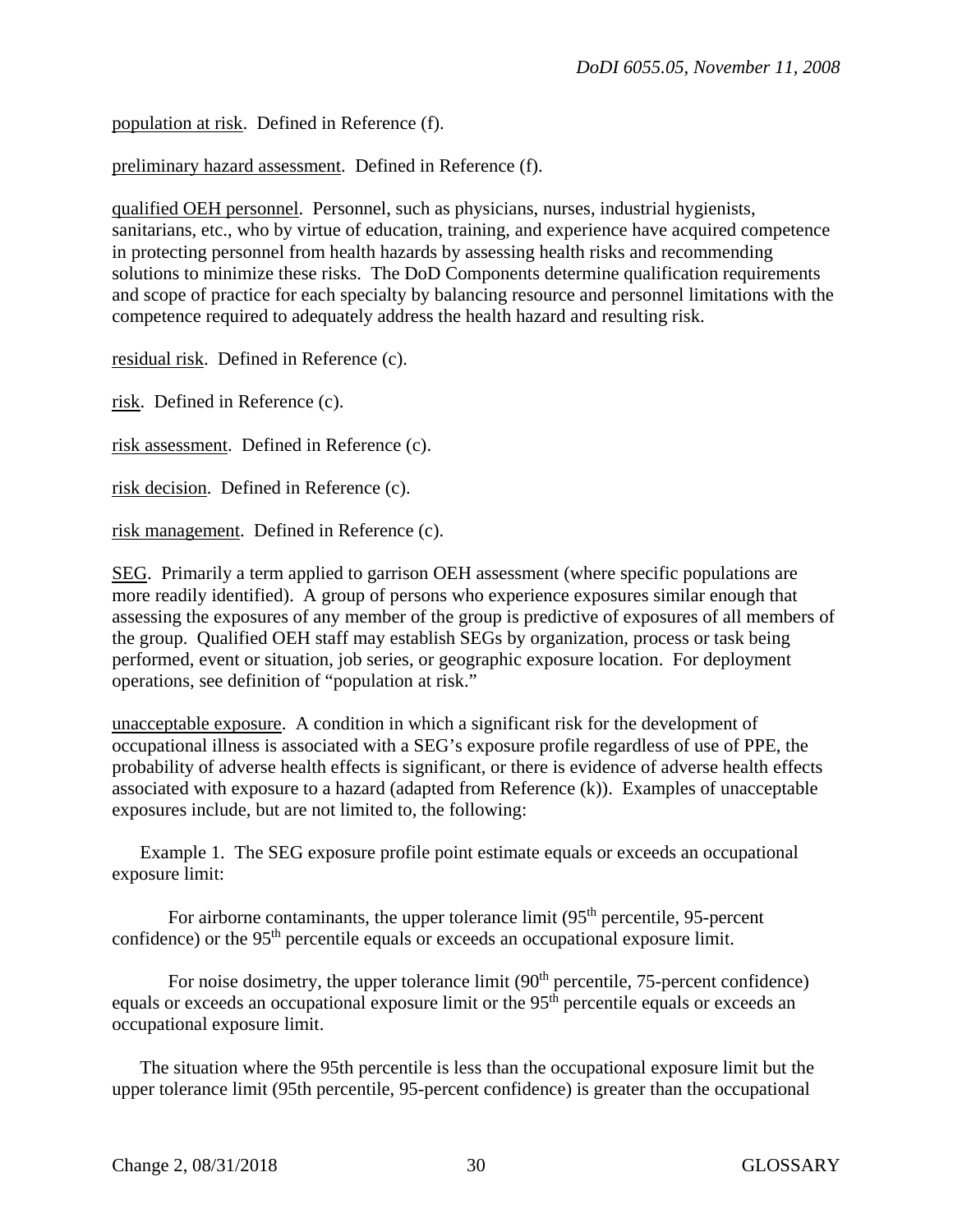population at risk. Defined in Reference (f).

preliminary hazard assessment. Defined in Reference (f).

qualified OEH personnel. Personnel, such as physicians, nurses, industrial hygienists, sanitarians, etc., who by virtue of education, training, and experience have acquired competence in protecting personnel from health hazards by assessing health risks and recommending solutions to minimize these risks. The DoD Components determine qualification requirements and scope of practice for each specialty by balancing resource and personnel limitations with the competence required to adequately address the health hazard and resulting risk.

residual risk. Defined in Reference (c).

risk. Defined in Reference (c).

risk assessment. Defined in Reference (c).

risk decision. Defined in Reference (c).

risk management. Defined in Reference (c).

SEG. Primarily a term applied to garrison OEH assessment (where specific populations are more readily identified). A group of persons who experience exposures similar enough that assessing the exposures of any member of the group is predictive of exposures of all members of the group. Qualified OEH staff may establish SEGs by organization, process or task being performed, event or situation, job series, or geographic exposure location. For deployment operations, see definition of "population at risk."

unacceptable exposure. A condition in which a significant risk for the development of occupational illness is associated with a SEG's exposure profile regardless of use of PPE, the probability of adverse health effects is significant, or there is evidence of adverse health effects associated with exposure to a hazard (adapted from Reference (k)). Examples of unacceptable exposures include, but are not limited to, the following:

Example 1. The SEG exposure profile point estimate equals or exceeds an occupational exposure limit:

For airborne contaminants, the upper tolerance limit ($95^{th}$ percentile, 95-percent confidence) or the $95^{th}$ percentile equals or exceeds an occupational exposure limit.

For noise dosimetry, the upper tolerance limit ($90^{th}$ percentile, 75-percent confidence) equals or exceeds an occupational exposure limit or the $95^{th}$ percentile equals or exceeds an occupational exposure limit.

The situation where the 95th percentile is less than the occupational exposure limit but the upper tolerance limit (95th percentile, 95-percent confidence) is greater than the occupational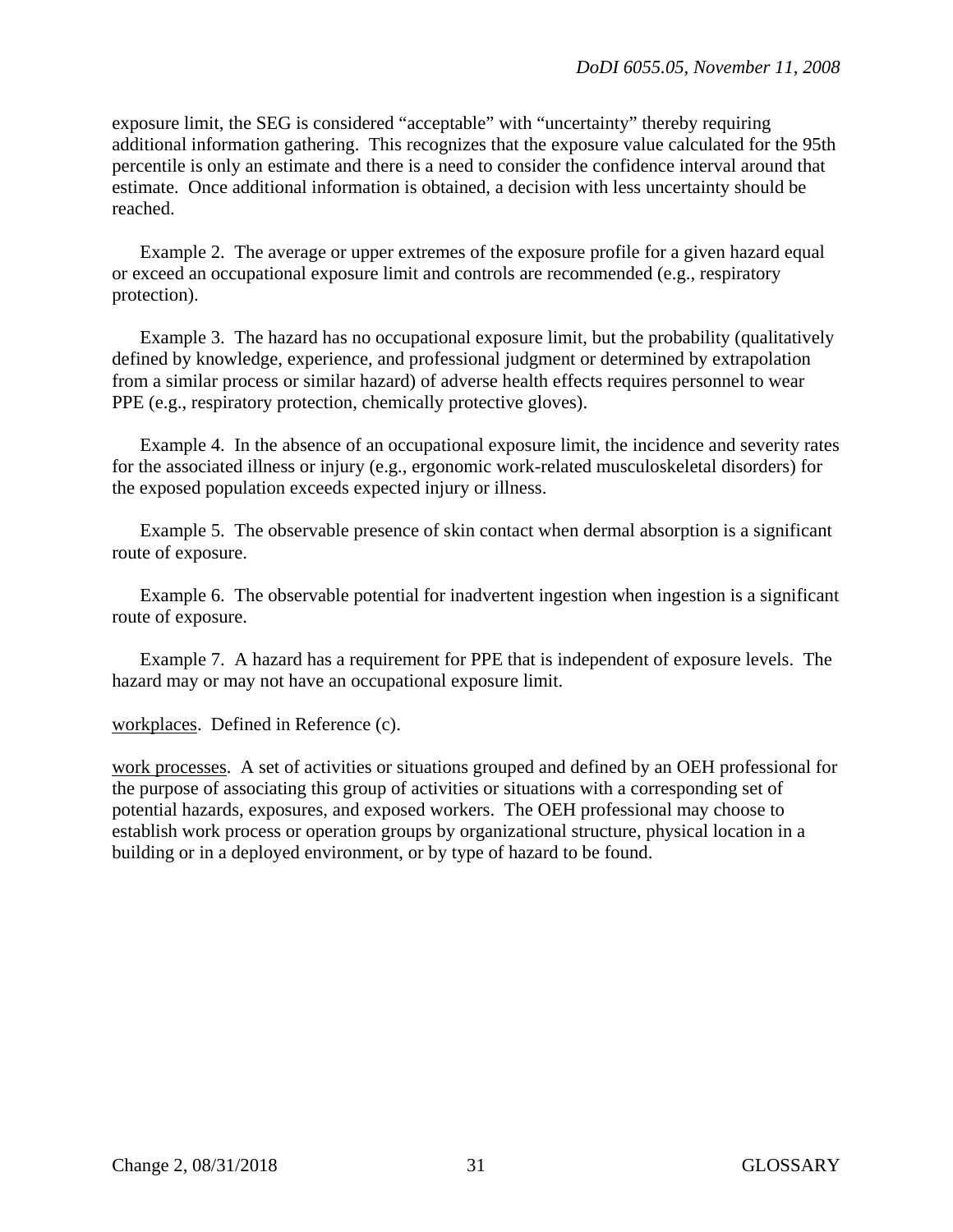exposure limit, the SEG is considered “acceptable” with “uncertainty” thereby requiring additional information gathering. This recognizes that the exposure value calculated for the 95th percentile is only an estimate and there is a need to consider the confidence interval around that estimate. Once additional information is obtained, a decision with less uncertainty should be reached.

Example 2. The average or upper extremes of the exposure profile for a given hazard equal or exceed an occupational exposure limit and controls are recommended (e.g., respiratory protection).

Example 3. The hazard has no occupational exposure limit, but the probability (qualitatively defined by knowledge, experience, and professional judgment or determined by extrapolation from a similar process or similar hazard) of adverse health effects requires personnel to wear PPE (e.g., respiratory protection, chemically protective gloves).

Example 4. In the absence of an occupational exposure limit, the incidence and severity rates for the associated illness or injury (e.g., ergonomic work-related musculoskeletal disorders) for the exposed population exceeds expected injury or illness.

Example 5. The observable presence of skin contact when dermal absorption is a significant route of exposure.

Example 6. The observable potential for inadvertent ingestion when ingestion is a significant route of exposure.

Example 7. A hazard has a requirement for PPE that is independent of exposure levels. The hazard may or may not have an occupational exposure limit.

<u>workplaces</u>. Defined in Reference (c).

<u>work processes</u>. A set of activities or situations grouped and defined by an OEH professional for the purpose of associating this group of activities or situations with a corresponding set of potential hazards, exposures, and exposed workers. The OEH professional may choose to establish work process or operation groups by organizational structure, physical location in a building or in a deployed environment, or by type of hazard to be found.